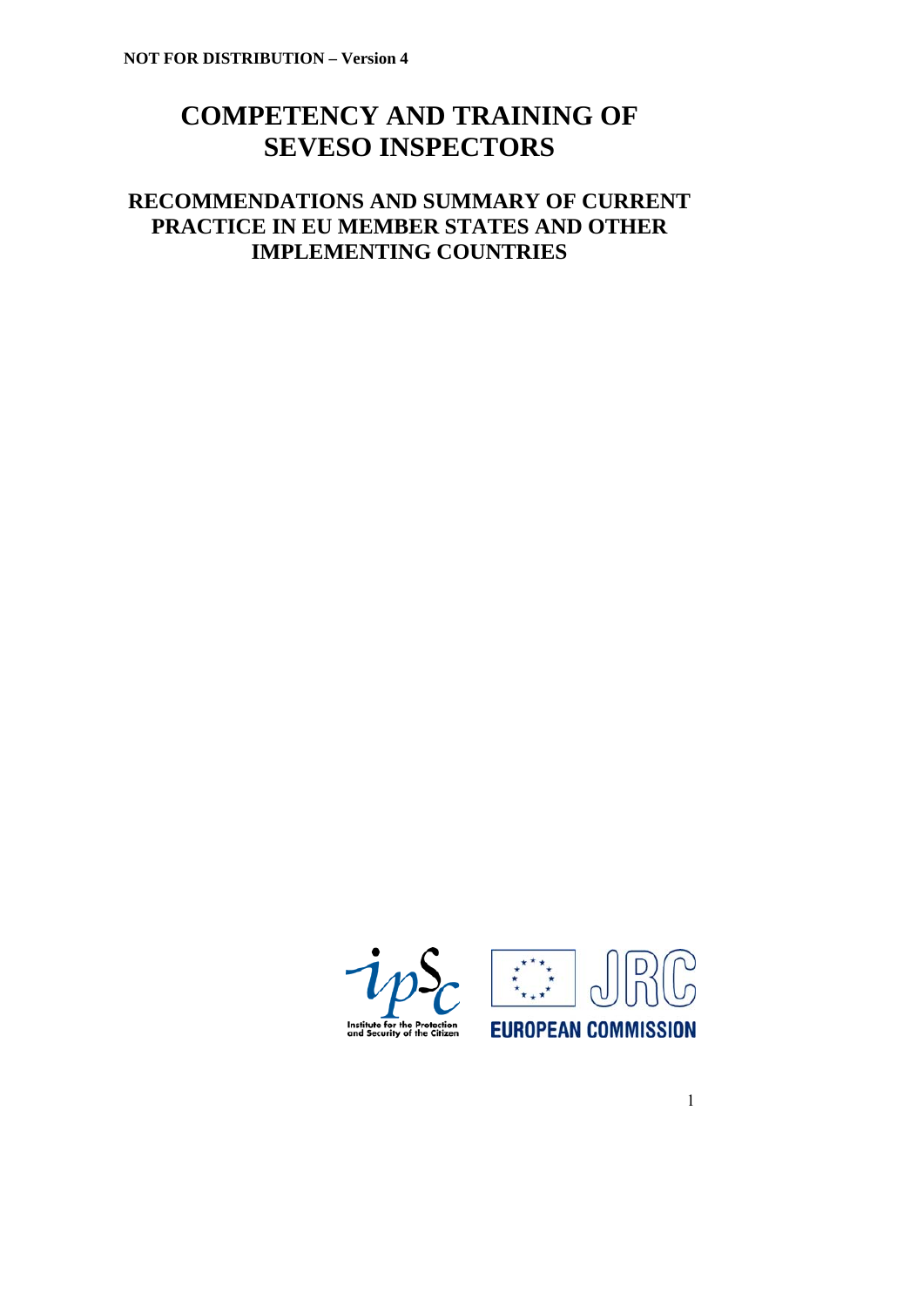**NOT FOR DISTRIBUTION – Version 4**

# COMPETENCY AND TRAINING OF SEVESO INSPECTORS

## RECOMMENDATIONS AND SUMMARY OF CURRENT PRACTICE IN EU MEMBER STATES AND OTHER IMPLEMENTING COUNTRIES

Institute for the Protection and Security of the Citizen

JRC EUROPEAN COMMISSION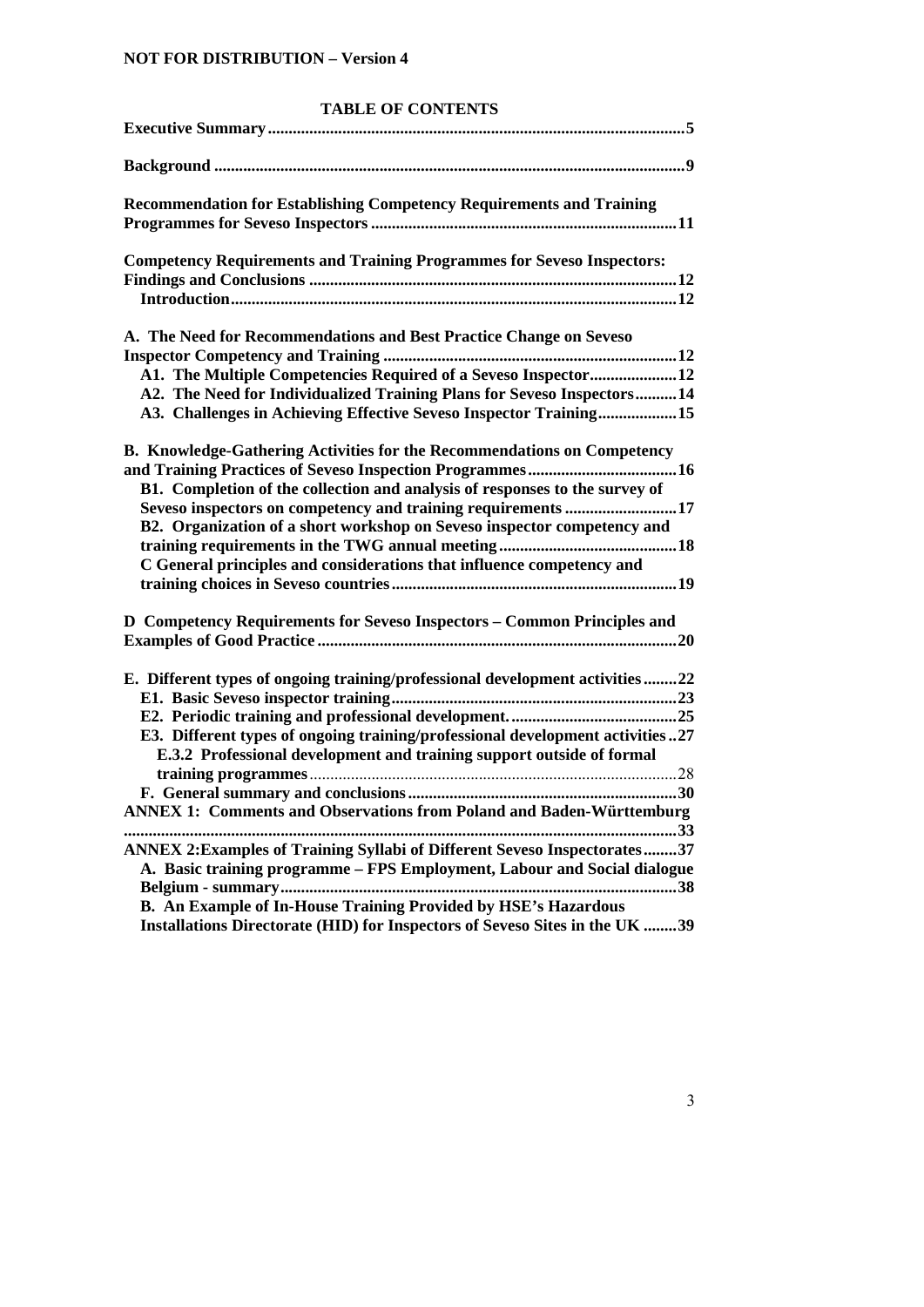**NOT FOR DISTRIBUTION – Version 4**

## TABLE OF CONTENTS

**Executive Summary** ....................................................................................................5

**Background** ................................................................................................................9

**Recommendation for Establishing Competency Requirements and Training Programmes for Seveso Inspectors** ........................................................................11

**Competency Requirements and Training Programmes for Seveso Inspectors: Findings and Conclusions** .......................................................................................12
- **Introduction**..........................................................................................................12

**A. The Need for Recommendations and Best Practice Change on Seveso Inspector Competency and Training** ......................................................................12
- **A1. The Multiple Competencies Required of a Seveso Inspector**.....................12
- **A2. The Need for Individualized Training Plans for Seveso Inspectors**..........14
- **A3. Challenges in Achieving Effective Seveso Inspector Training**...................15

**B. Knowledge-Gathering Activities for the Recommendations on Competency and Training Practices of Seveso Inspection Programmes**.....................................16
- **B1. Completion of the collection and analysis of responses to the survey of Seveso inspectors on competency and training requirements** ...........................17
- **B2. Organization of a short workshop on Seveso inspector competency and training requirements in the TWG annual meeting** ...........................................18
- **C General principles and considerations that influence competency and training choices in Seveso countries**.....................................................................19

**D Competency Requirements for Seveso Inspectors – Common Principles and Examples of Good Practice** .......................................................................................20

**E. Different types of ongoing training/professional development activities**........22
- **E1. Basic Seveso inspector training**....................................................................23
- **E2. Periodic training and professional development.** ........................................25
- **E3. Different types of ongoing training/professional development activities** ..27
  - **E.3.2 Professional development and training support outside of formal training programmes**........................................................................................28
- **F. General summary and conclusions**................................................................30

**ANNEX 1: Comments and Observations from Poland and Baden-Württemburg** ...................................................................................................................................33

**ANNEX 2:Examples of Training Syllabi of Different Seveso Inspectorates**........37
- **A. Basic training programme – FPS Employment, Labour and Social dialogue Belgium - summary**...............................................................................................38
- **B. An Example of In-House Training Provided by HSE's Hazardous Installations Directorate (HID) for Inspectors of Seveso Sites in the UK** ........39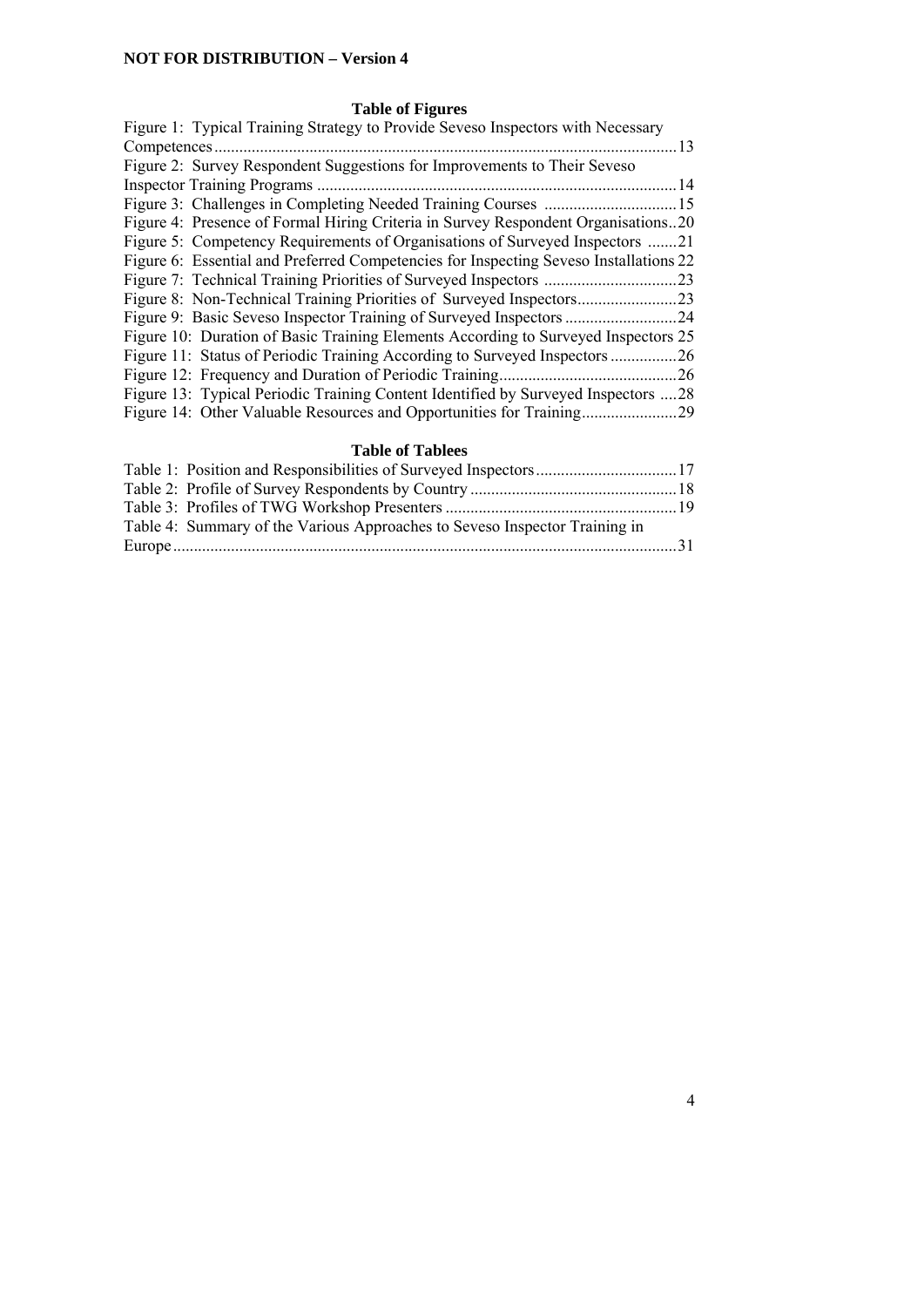## Table of Figures

Figure 1: Typical Training Strategy to Provide Seveso Inspectors with Necessary Competences ............ 13
Figure 2: Survey Respondent Suggestions for Improvements to Their Seveso Inspector Training Programs ............ 14
Figure 3: Challenges in Completing Needed Training Courses ............ 15
Figure 4: Presence of Formal Hiring Criteria in Survey Respondent Organisations..20
Figure 5: Competency Requirements of Organisations of Surveyed Inspectors ............ 21
Figure 6: Essential and Preferred Competencies for Inspecting Seveso Installations 22
Figure 7: Technical Training Priorities of Surveyed Inspectors ............ 23
Figure 8: Non-Technical Training Priorities of Surveyed Inspectors............ 23
Figure 9: Basic Seveso Inspector Training of Surveyed Inspectors ............ 24
Figure 10: Duration of Basic Training Elements According to Surveyed Inspectors 25
Figure 11: Status of Periodic Training According to Surveyed Inspectors ............ 26
Figure 12: Frequency and Duration of Periodic Training............ 26
Figure 13: Typical Periodic Training Content Identified by Surveyed Inspectors ....28
Figure 14: Other Valuable Resources and Opportunities for Training............ 29

## Table of Tablees

Table 1: Position and Responsibilities of Surveyed Inspectors............ 17
Table 2: Profile of Survey Respondents by Country ............ 18
Table 3: Profiles of TWG Workshop Presenters ............ 19
Table 4: Summary of the Various Approaches to Seveso Inspector Training in Europe............ 31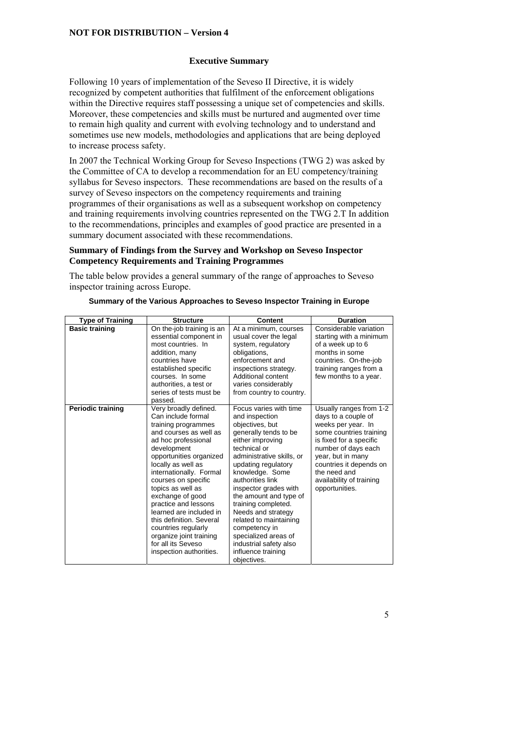## Executive Summary

Following 10 years of implementation of the Seveso II Directive, it is widely recognized by competent authorities that fulfilment of the enforcement obligations within the Directive requires staff possessing a unique set of competencies and skills. Moreover, these competencies and skills must be nurtured and augmented over time to remain high quality and current with evolving technology and to understand and sometimes use new models, methodologies and applications that are being deployed to increase process safety.

In 2007 the Technical Working Group for Seveso Inspections (TWG 2) was asked by the Committee of CA to develop a recommendation for an EU competency/training syllabus for Seveso inspectors. These recommendations are based on the results of a survey of Seveso inspectors on the competency requirements and training programmes of their organisations as well as a subsequent workshop on competency and training requirements involving countries represented on the TWG 2.T In addition to the recommendations, principles and examples of good practice are presented in a summary document associated with these recommendations.

### Summary of Findings from the Survey and Workshop on Seveso Inspector Competency Requirements and Training Programmes

The table below provides a general summary of the range of approaches to Seveso inspector training across Europe.

**Summary of the Various Approaches to Seveso Inspector Training in Europe**

| Type of Training | Structure | Content | Duration |
|---|---|---|---|
| **Basic training** | On the-job training is an essential component in most countries. In addition, many countries have established specific courses. In some authorities, a test or series of tests must be passed. | At a minimum, courses usual cover the legal system, regulatory obligations, enforcement and inspections strategy. Additional content varies considerably from country to country. | Considerable variation starting with a minimum of a week up to 6 months in some countries. On-the-job training ranges from a few months to a year. |
| **Periodic training** | Very broadly defined. Can include formal training programmes and courses as well as ad hoc professional development opportunities organized locally as well as internationally. Formal courses on specific topics as well as exchange of good practice and lessons learned are included in this definition. Several countries regularly organize joint training for all its Seveso inspection authorities. | Focus varies with time and inspection objectives, but generally tends to be either improving technical or administrative skills, or updating regulatory knowledge. Some authorities link inspector grades with the amount and type of training completed. Needs and strategy related to maintaining competency in specialized areas of industrial safety also influence training objectives. | Usually ranges from 1-2 days to a couple of weeks per year. In some countries training is fixed for a specific number of days each year, but in many countries it depends on the need and availability of training opportunities. |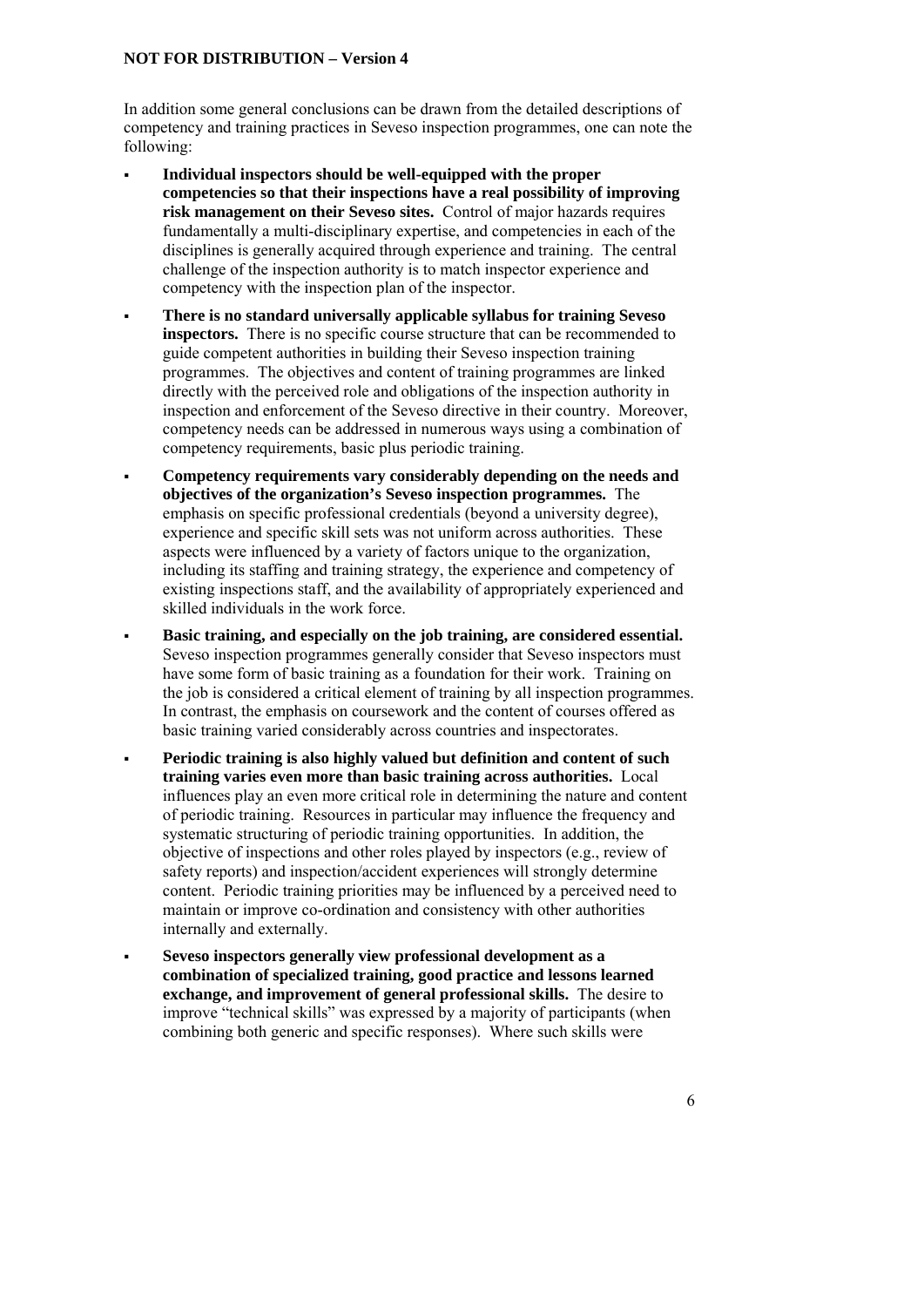In addition some general conclusions can be drawn from the detailed descriptions of competency and training practices in Seveso inspection programmes, one can note the following:

- **Individual inspectors should be well-equipped with the proper competencies so that their inspections have a real possibility of improving risk management on their Seveso sites.** Control of major hazards requires fundamentally a multi-disciplinary expertise, and competencies in each of the disciplines is generally acquired through experience and training. The central challenge of the inspection authority is to match inspector experience and competency with the inspection plan of the inspector.
- **There is no standard universally applicable syllabus for training Seveso inspectors.** There is no specific course structure that can be recommended to guide competent authorities in building their Seveso inspection training programmes. The objectives and content of training programmes are linked directly with the perceived role and obligations of the inspection authority in inspection and enforcement of the Seveso directive in their country. Moreover, competency needs can be addressed in numerous ways using a combination of competency requirements, basic plus periodic training.
- **Competency requirements vary considerably depending on the needs and objectives of the organization's Seveso inspection programmes.** The emphasis on specific professional credentials (beyond a university degree), experience and specific skill sets was not uniform across authorities. These aspects were influenced by a variety of factors unique to the organization, including its staffing and training strategy, the experience and competency of existing inspections staff, and the availability of appropriately experienced and skilled individuals in the work force.
- **Basic training, and especially on the job training, are considered essential.** Seveso inspection programmes generally consider that Seveso inspectors must have some form of basic training as a foundation for their work. Training on the job is considered a critical element of training by all inspection programmes. In contrast, the emphasis on coursework and the content of courses offered as basic training varied considerably across countries and inspectorates.
- **Periodic training is also highly valued but definition and content of such training varies even more than basic training across authorities.** Local influences play an even more critical role in determining the nature and content of periodic training. Resources in particular may influence the frequency and systematic structuring of periodic training opportunities. In addition, the objective of inspections and other roles played by inspectors (e.g., review of safety reports) and inspection/accident experiences will strongly determine content. Periodic training priorities may be influenced by a perceived need to maintain or improve co-ordination and consistency with other authorities internally and externally.
- **Seveso inspectors generally view professional development as a combination of specialized training, good practice and lessons learned exchange, and improvement of general professional skills.** The desire to improve "technical skills" was expressed by a majority of participants (when combining both generic and specific responses). Where such skills were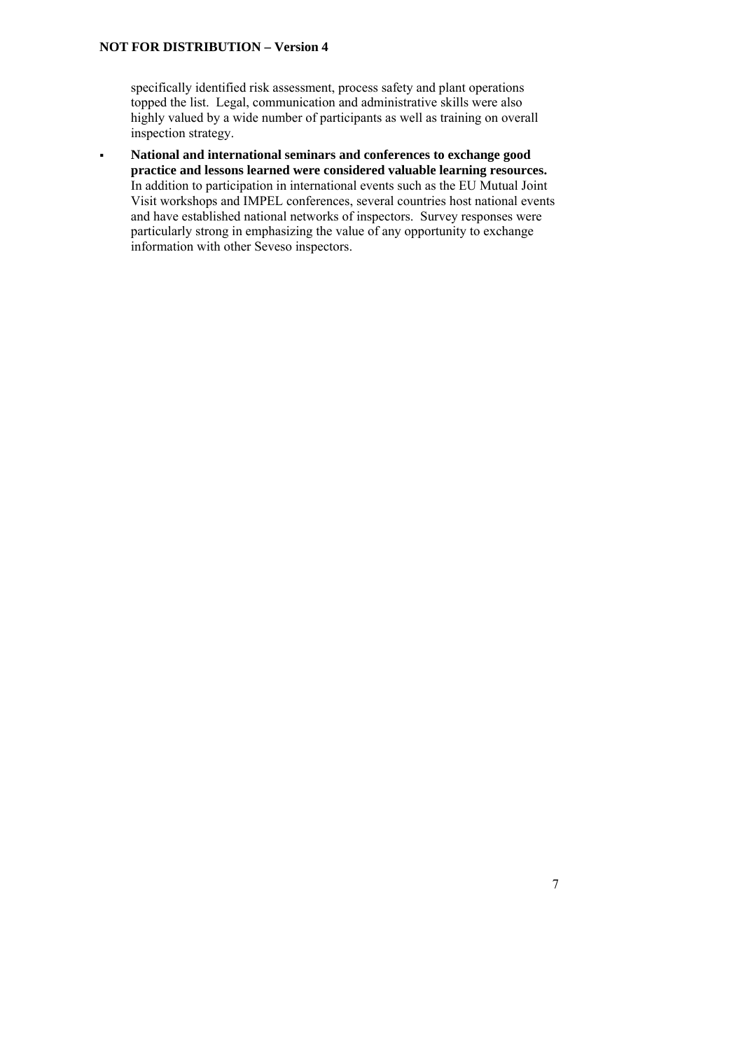specifically identified risk assessment, process safety and plant operations topped the list. Legal, communication and administrative skills were also highly valued by a wide number of participants as well as training on overall inspection strategy.

- **National and international seminars and conferences to exchange good practice and lessons learned were considered valuable learning resources.** In addition to participation in international events such as the EU Mutual Joint Visit workshops and IMPEL conferences, several countries host national events and have established national networks of inspectors. Survey responses were particularly strong in emphasizing the value of any opportunity to exchange information with other Seveso inspectors.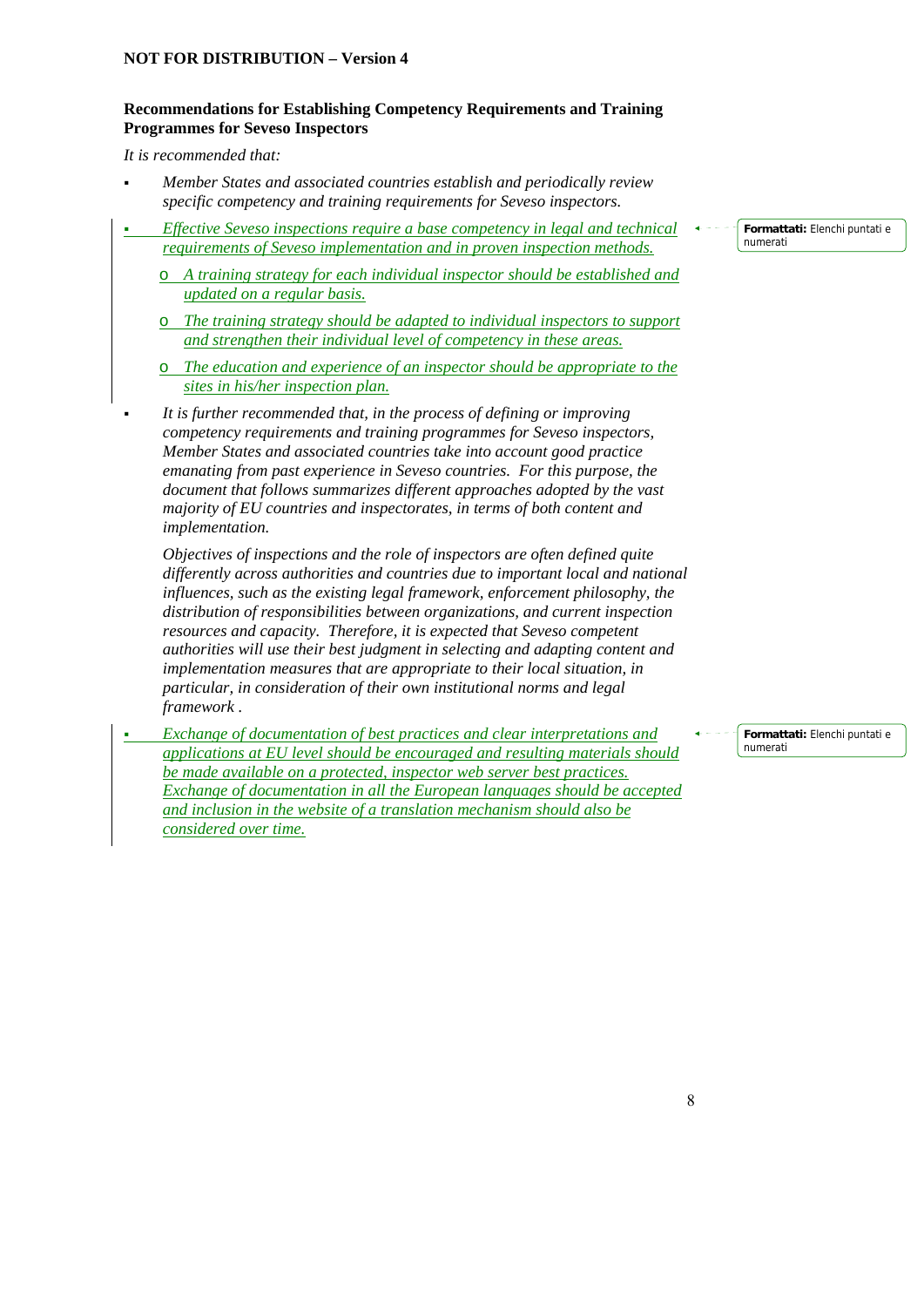**NOT FOR DISTRIBUTION – Version 4**

**Recommendations for Establishing Competency Requirements and Training Programmes for Seveso Inspectors**

*It is recommended that:*

- *Member States and associated countries establish and periodically review specific competency and training requirements for Seveso inspectors.*
- *Effective Seveso inspections require a base competency in legal and technical requirements of Seveso implementation and in proven inspection methods.*
    - *A training strategy for each individual inspector should be established and updated on a regular basis.*
    - *The training strategy should be adapted to individual inspectors to support and strengthen their individual level of competency in these areas.*
    - *The education and experience of an inspector should be appropriate to the sites in his/her inspection plan.*
- *It is further recommended that, in the process of defining or improving competency requirements and training programmes for Seveso inspectors, Member States and associated countries take into account good practice emanating from past experience in Seveso countries. For this purpose, the document that follows summarizes different approaches adopted by the vast majority of EU countries and inspectorates, in terms of both content and implementation.*

  *Objectives of inspections and the role of inspectors are often defined quite differently across authorities and countries due to important local and national influences, such as the existing legal framework, enforcement philosophy, the distribution of responsibilities between organizations, and current inspection resources and capacity. Therefore, it is expected that Seveso competent authorities will use their best judgment in selecting and adapting content and implementation measures that are appropriate to their local situation, in particular, in consideration of their own institutional norms and legal framework .*
- *Exchange of documentation of best practices and clear interpretations and applications at EU level should be encouraged and resulting materials should be made available on a protected, inspector web server best practices. Exchange of documentation in all the European languages should be accepted and inclusion in the website of a translation mechanism should also be considered over time.*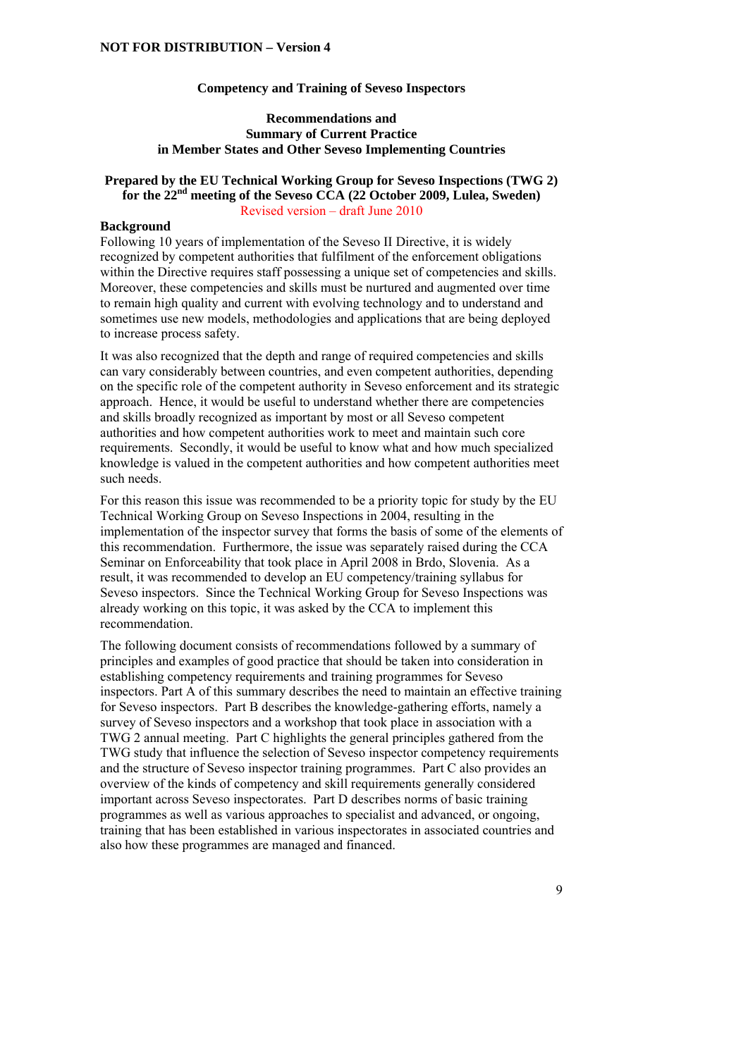NOT FOR DISTRIBUTION – Version 4

**Competency and Training of Seveso Inspectors**

**Recommendations and Summary of Current Practice in Member States and Other Seveso Implementing Countries**

**Prepared by the EU Technical Working Group for Seveso Inspections (TWG 2) for the 22nd meeting of the Seveso CCA (22 October 2009, Lulea, Sweden)**

Revised version – draft June 2010

**Background**

Following 10 years of implementation of the Seveso II Directive, it is widely recognized by competent authorities that fulfilment of the enforcement obligations within the Directive requires staff possessing a unique set of competencies and skills. Moreover, these competencies and skills must be nurtured and augmented over time to remain high quality and current with evolving technology and to understand and sometimes use new models, methodologies and applications that are being deployed to increase process safety.

It was also recognized that the depth and range of required competencies and skills can vary considerably between countries, and even competent authorities, depending on the specific role of the competent authority in Seveso enforcement and its strategic approach. Hence, it would be useful to understand whether there are competencies and skills broadly recognized as important by most or all Seveso competent authorities and how competent authorities work to meet and maintain such core requirements. Secondly, it would be useful to know what and how much specialized knowledge is valued in the competent authorities and how competent authorities meet such needs.

For this reason this issue was recommended to be a priority topic for study by the EU Technical Working Group on Seveso Inspections in 2004, resulting in the implementation of the inspector survey that forms the basis of some of the elements of this recommendation. Furthermore, the issue was separately raised during the CCA Seminar on Enforceability that took place in April 2008 in Brdo, Slovenia. As a result, it was recommended to develop an EU competency/training syllabus for Seveso inspectors. Since the Technical Working Group for Seveso Inspections was already working on this topic, it was asked by the CCA to implement this recommendation.

The following document consists of recommendations followed by a summary of principles and examples of good practice that should be taken into consideration in establishing competency requirements and training programmes for Seveso inspectors. Part A of this summary describes the need to maintain an effective training for Seveso inspectors. Part B describes the knowledge-gathering efforts, namely a survey of Seveso inspectors and a workshop that took place in association with a TWG 2 annual meeting. Part C highlights the general principles gathered from the TWG study that influence the selection of Seveso inspector competency requirements and the structure of Seveso inspector training programmes. Part C also provides an overview of the kinds of competency and skill requirements generally considered important across Seveso inspectorates. Part D describes norms of basic training programmes as well as various approaches to specialist and advanced, or ongoing, training that has been established in various inspectorates in associated countries and also how these programmes are managed and financed.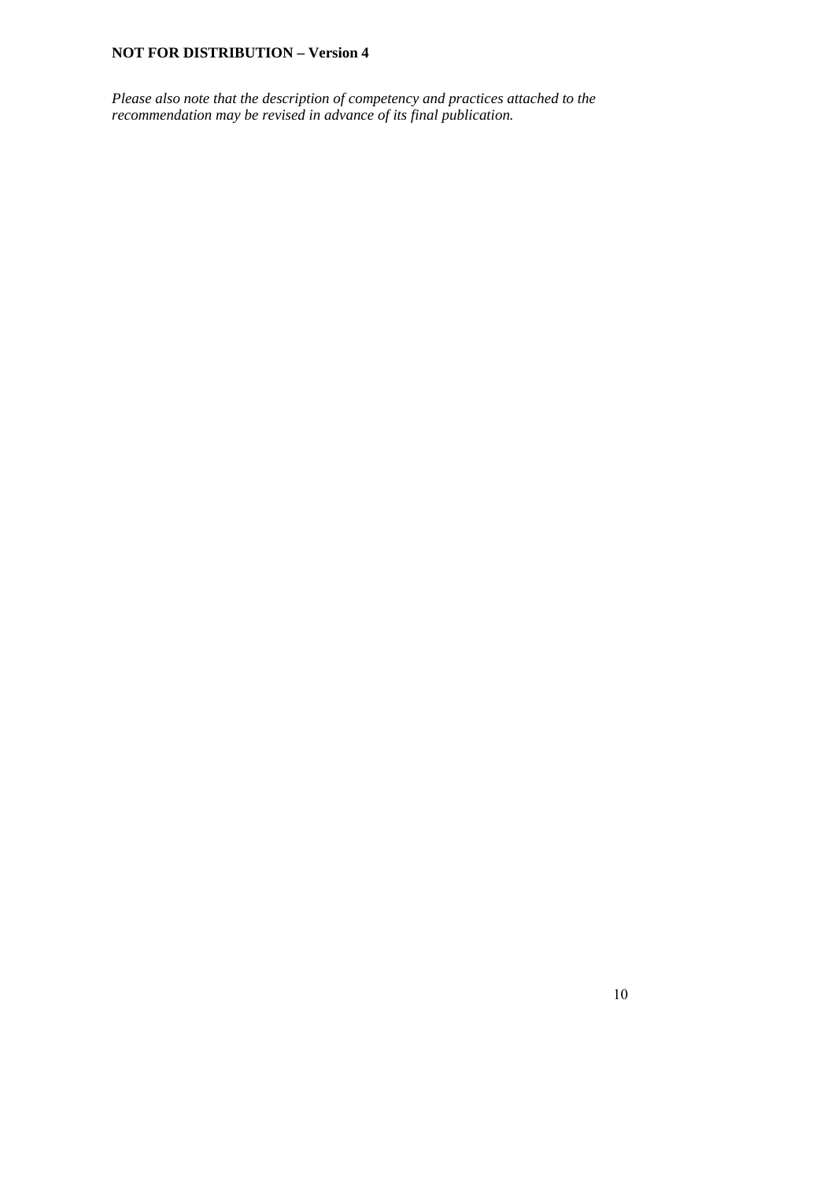*Please also note that the description of competency and practices attached to the recommendation may be revised in advance of its final publication.*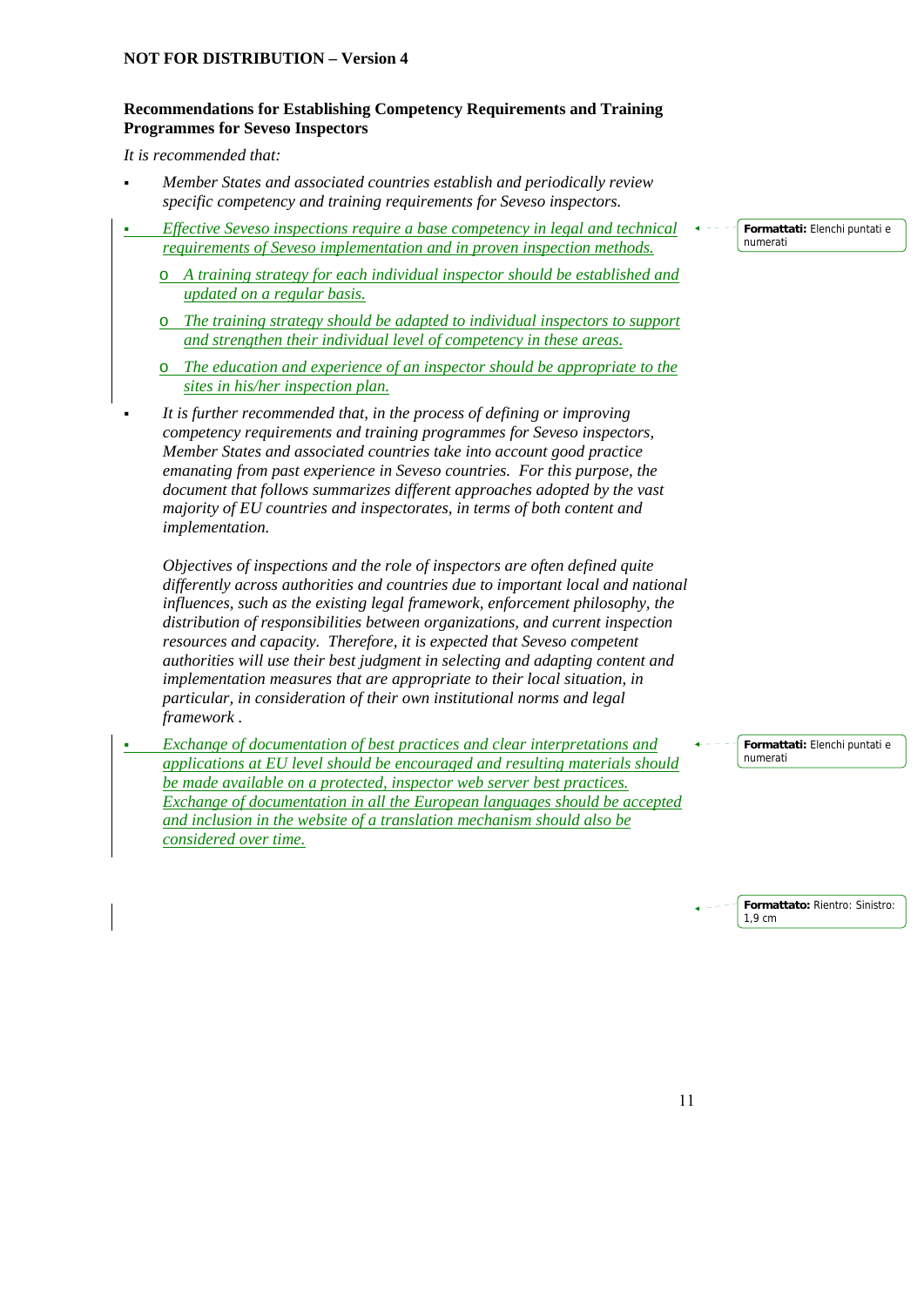**Recommendations for Establishing Competency Requirements and Training Programmes for Seveso Inspectors**

*It is recommended that:*

- *Member States and associated countries establish and periodically review specific competency and training requirements for Seveso inspectors.*
- *Effective Seveso inspections require a base competency in legal and technical requirements of Seveso implementation and in proven inspection methods.*
  - *A training strategy for each individual inspector should be established and updated on a regular basis.*
  - *The training strategy should be adapted to individual inspectors to support and strengthen their individual level of competency in these areas.*
  - *The education and experience of an inspector should be appropriate to the sites in his/her inspection plan.*
- *It is further recommended that, in the process of defining or improving competency requirements and training programmes for Seveso inspectors, Member States and associated countries take into account good practice emanating from past experience in Seveso countries. For this purpose, the document that follows summarizes different approaches adopted by the vast majority of EU countries and inspectorates, in terms of both content and implementation.*

  *Objectives of inspections and the role of inspectors are often defined quite differently across authorities and countries due to important local and national influences, such as the existing legal framework, enforcement philosophy, the distribution of responsibilities between organizations, and current inspection resources and capacity. Therefore, it is expected that Seveso competent authorities will use their best judgment in selecting and adapting content and implementation measures that are appropriate to their local situation, in particular, in consideration of their own institutional norms and legal framework .*
- *Exchange of documentation of best practices and clear interpretations and applications at EU level should be encouraged and resulting materials should be made available on a protected, inspector web server best practices. Exchange of documentation in all the European languages should be accepted and inclusion in the website of a translation mechanism should also be considered over time.*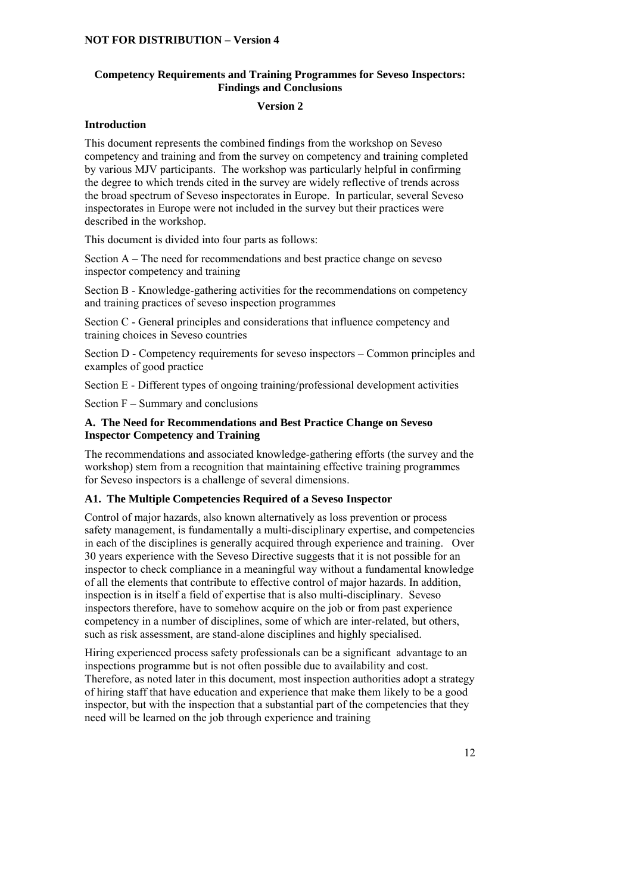## Competency Requirements and Training Programmes for Seveso Inspectors: Findings and Conclusions

**Version 2**

### Introduction

This document represents the combined findings from the workshop on Seveso competency and training and from the survey on competency and training completed by various MJV participants. The workshop was particularly helpful in confirming the degree to which trends cited in the survey are widely reflective of trends across the broad spectrum of Seveso inspectorates in Europe. In particular, several Seveso inspectorates in Europe were not included in the survey but their practices were described in the workshop.

This document is divided into four parts as follows:

Section A – The need for recommendations and best practice change on seveso inspector competency and training

Section B - Knowledge-gathering activities for the recommendations on competency and training practices of seveso inspection programmes

Section C - General principles and considerations that influence competency and training choices in Seveso countries

Section D - Competency requirements for seveso inspectors – Common principles and examples of good practice

Section E - Different types of ongoing training/professional development activities

Section F – Summary and conclusions

### A. The Need for Recommendations and Best Practice Change on Seveso Inspector Competency and Training

The recommendations and associated knowledge-gathering efforts (the survey and the workshop) stem from a recognition that maintaining effective training programmes for Seveso inspectors is a challenge of several dimensions.

#### A1. The Multiple Competencies Required of a Seveso Inspector

Control of major hazards, also known alternatively as loss prevention or process safety management, is fundamentally a multi-disciplinary expertise, and competencies in each of the disciplines is generally acquired through experience and training. Over 30 years experience with the Seveso Directive suggests that it is not possible for an inspector to check compliance in a meaningful way without a fundamental knowledge of all the elements that contribute to effective control of major hazards. In addition, inspection is in itself a field of expertise that is also multi-disciplinary. Seveso inspectors therefore, have to somehow acquire on the job or from past experience competency in a number of disciplines, some of which are inter-related, but others, such as risk assessment, are stand-alone disciplines and highly specialised.

Hiring experienced process safety professionals can be a significant advantage to an inspections programme but is not often possible due to availability and cost. Therefore, as noted later in this document, most inspection authorities adopt a strategy of hiring staff that have education and experience that make them likely to be a good inspector, but with the inspection that a substantial part of the competencies that they need will be learned on the job through experience and training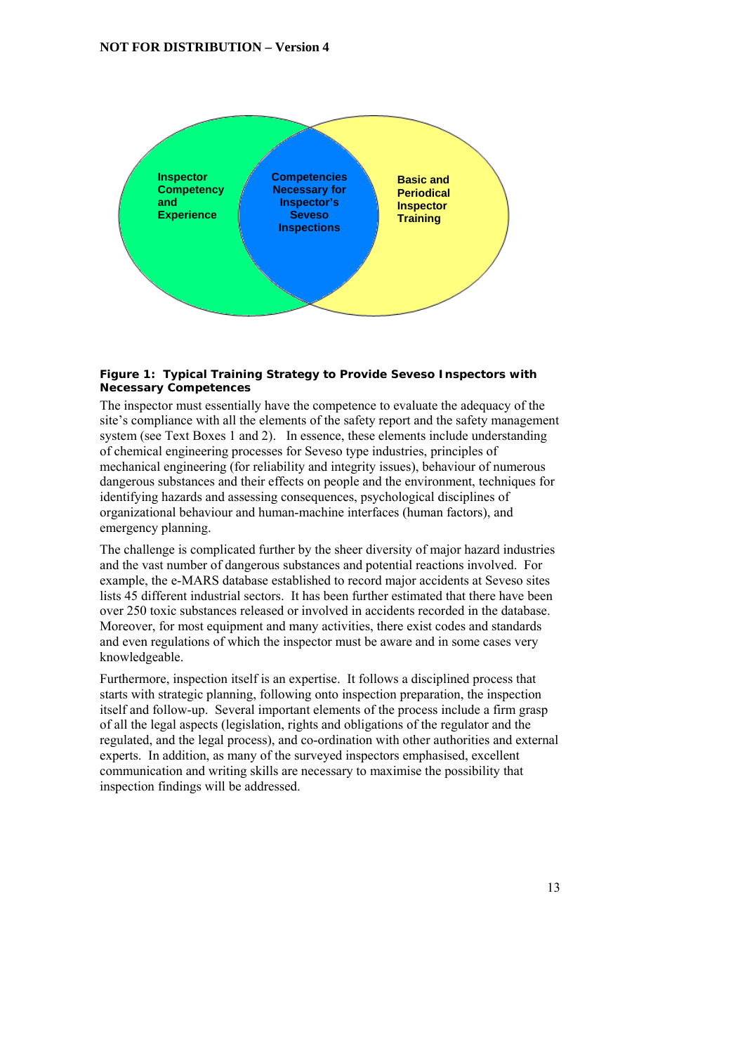Inspector Competency and Experience

Competencies Necessary for Inspector's Seveso Inspections

Basic and Periodical Inspector Training

**Figure 1: Typical Training Strategy to Provide Seveso Inspectors with Necessary Competences**

The inspector must essentially have the competence to evaluate the adequacy of the site's compliance with all the elements of the safety report and the safety management system (see Text Boxes 1 and 2). In essence, these elements include understanding of chemical engineering processes for Seveso type industries, principles of mechanical engineering (for reliability and integrity issues), behaviour of numerous dangerous substances and their effects on people and the environment, techniques for identifying hazards and assessing consequences, psychological disciplines of organizational behaviour and human-machine interfaces (human factors), and emergency planning.

The challenge is complicated further by the sheer diversity of major hazard industries and the vast number of dangerous substances and potential reactions involved. For example, the e-MARS database established to record major accidents at Seveso sites lists 45 different industrial sectors. It has been further estimated that there have been over 250 toxic substances released or involved in accidents recorded in the database. Moreover, for most equipment and many activities, there exist codes and standards and even regulations of which the inspector must be aware and in some cases very knowledgeable.

Furthermore, inspection itself is an expertise. It follows a disciplined process that starts with strategic planning, following onto inspection preparation, the inspection itself and follow-up. Several important elements of the process include a firm grasp of all the legal aspects (legislation, rights and obligations of the regulator and the regulated, and the legal process), and co-ordination with other authorities and external experts. In addition, as many of the surveyed inspectors emphasised, excellent communication and writing skills are necessary to maximise the possibility that inspection findings will be addressed.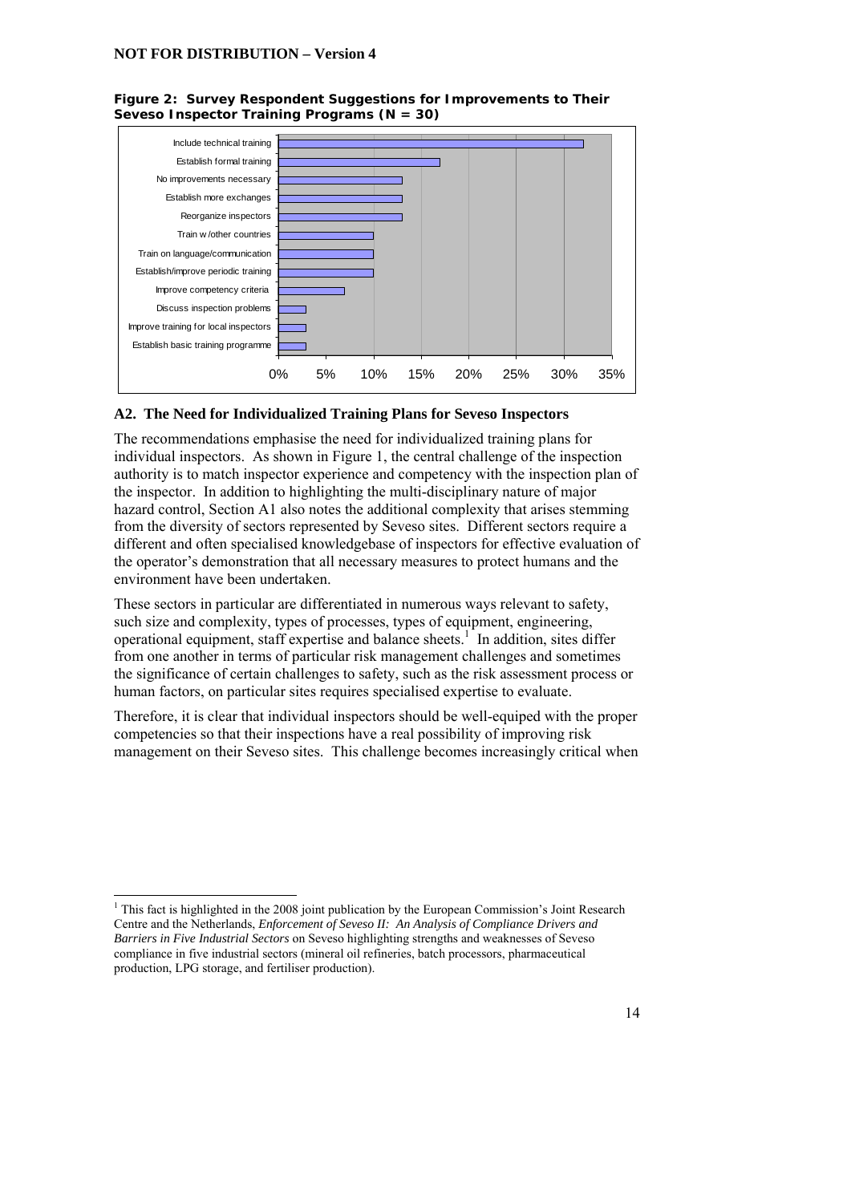**Figure 2: Survey Respondent Suggestions for Improvements to Their Seveso Inspector Training Programs (N = 30)**

## A2. The Need for Individualized Training Plans for Seveso Inspectors

The recommendations emphasise the need for individualized training plans for individual inspectors. As shown in Figure 1, the central challenge of the inspection authority is to match inspector experience and competency with the inspection plan of the inspector. In addition to highlighting the multi-disciplinary nature of major hazard control, Section A1 also notes the additional complexity that arises stemming from the diversity of sectors represented by Seveso sites. Different sectors require a different and often specialised knowledgebase of inspectors for effective evaluation of the operator's demonstration that all necessary measures to protect humans and the environment have been undertaken.

These sectors in particular are differentiated in numerous ways relevant to safety, such size and complexity, types of processes, types of equipment, engineering, operational equipment, staff expertise and balance sheets.[1] In addition, sites differ from one another in terms of particular risk management challenges and sometimes the significance of certain challenges to safety, such as the risk assessment process or human factors, on particular sites requires specialised expertise to evaluate.

Therefore, it is clear that individual inspectors should be well-equiped with the proper competencies so that their inspections have a real possibility of improving risk management on their Seveso sites. This challenge becomes increasingly critical when

---

[1] This fact is highlighted in the 2008 joint publication by the European Commission's Joint Research Centre and the Netherlands, *Enforcement of Seveso II: An Analysis of Compliance Drivers and Barriers in Five Industrial Sectors* on Seveso highlighting strengths and weaknesses of Seveso compliance in five industrial sectors (mineral oil refineries, batch processors, pharmaceutical production, LPG storage, and fertiliser production).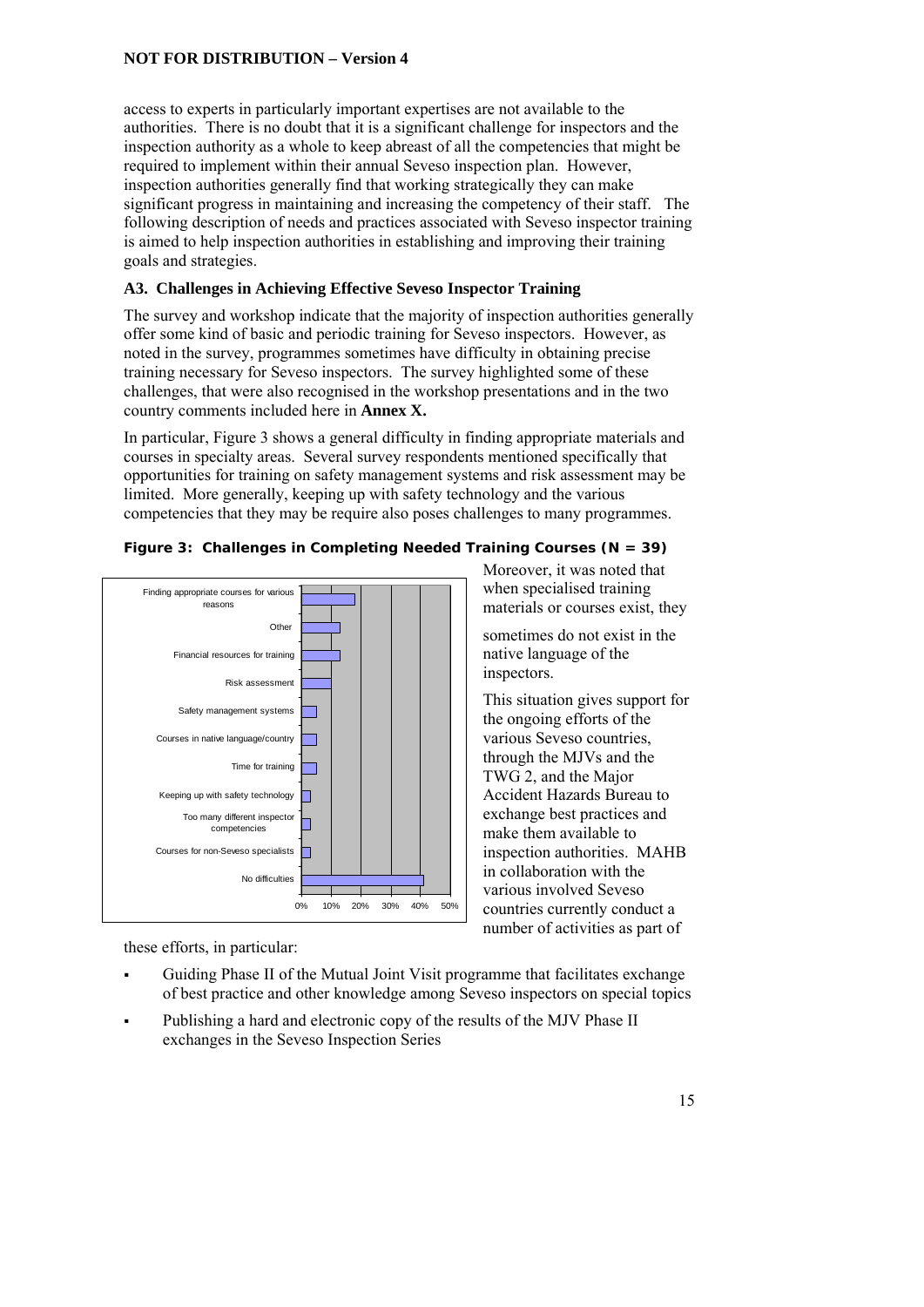access to experts in particularly important expertises are not available to the authorities. There is no doubt that it is a significant challenge for inspectors and the inspection authority as a whole to keep abreast of all the competencies that might be required to implement within their annual Seveso inspection plan. However, inspection authorities generally find that working strategically they can make significant progress in maintaining and increasing the competency of their staff. The following description of needs and practices associated with Seveso inspector training is aimed to help inspection authorities in establishing and improving their training goals and strategies.

### A3. Challenges in Achieving Effective Seveso Inspector Training

The survey and workshop indicate that the majority of inspection authorities generally offer some kind of basic and periodic training for Seveso inspectors. However, as noted in the survey, programmes sometimes have difficulty in obtaining precise training necessary for Seveso inspectors. The survey highlighted some of these challenges, that were also recognised in the workshop presentations and in the two country comments included here in **Annex X.**

In particular, Figure 3 shows a general difficulty in finding appropriate materials and courses in specialty areas. Several survey respondents mentioned specifically that opportunities for training on safety management systems and risk assessment may be limited. More generally, keeping up with safety technology and the various competencies that they may be require also poses challenges to many programmes.

**Figure 3: Challenges in Completing Needed Training Courses (N = 39)**

- Finding appropriate courses for various reasons
- Other
- Financial resources for training
- Risk assessment
- Safety management systems
- Courses in native language/country
- Time for training
- Keeping up with safety technology
- Too many different inspector competencies
- Courses for non-Seveso specialists
- No difficulties

0% 10% 20% 30% 40% 50%

Moreover, it was noted that when specialised training materials or courses exist, they sometimes do not exist in the native language of the inspectors.

This situation gives support for the ongoing efforts of the various Seveso countries, through the MJVs and the TWG 2, and the Major Accident Hazards Bureau to exchange best practices and make them available to inspection authorities. MAHB in collaboration with the various involved Seveso countries currently conduct a number of activities as part of these efforts, in particular:

- Guiding Phase II of the Mutual Joint Visit programme that facilitates exchange of best practice and other knowledge among Seveso inspectors on special topics
- Publishing a hard and electronic copy of the results of the MJV Phase II exchanges in the Seveso Inspection Series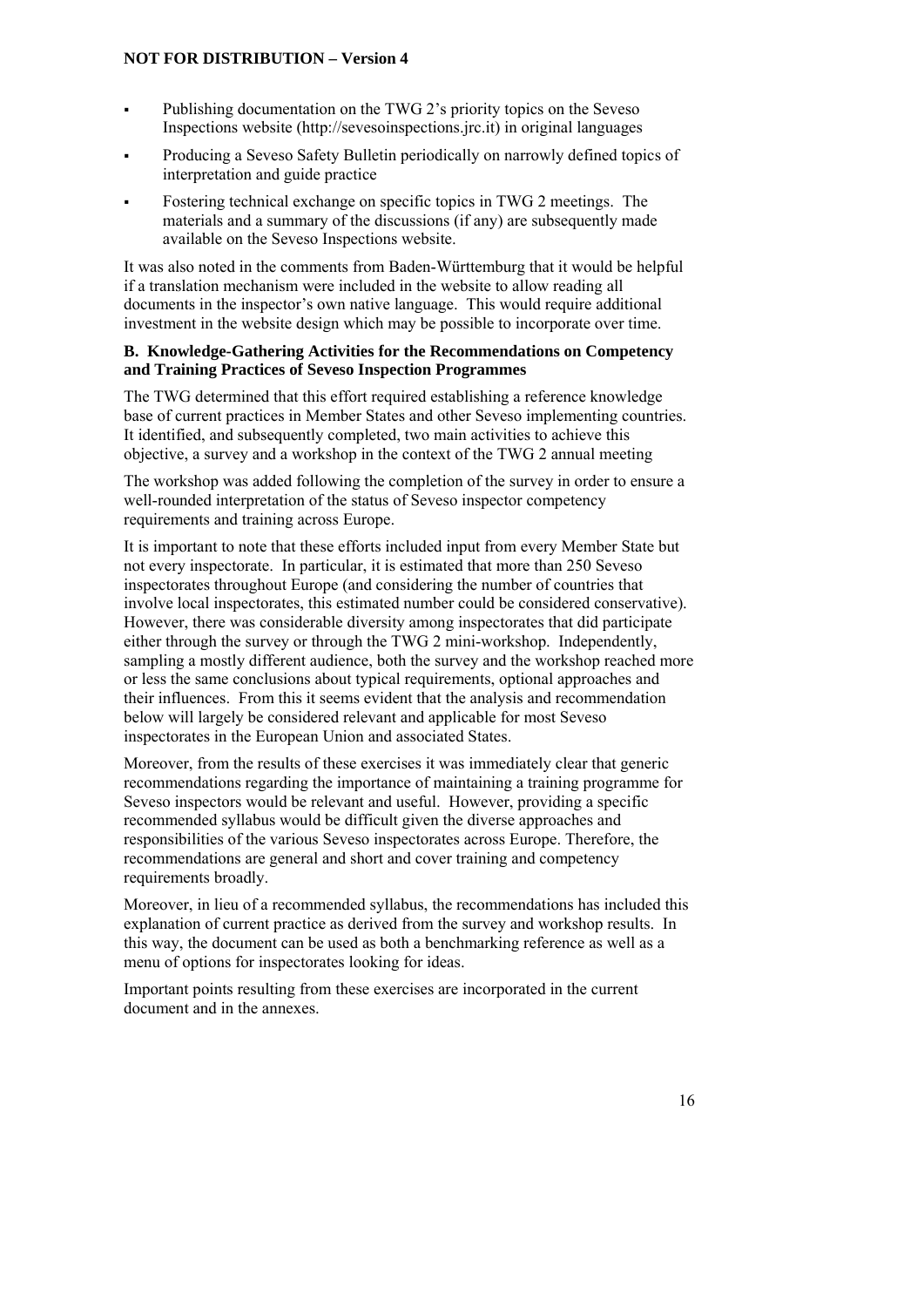- Publishing documentation on the TWG 2's priority topics on the Seveso Inspections website (http://sevesoinspections.jrc.it) in original languages
- Producing a Seveso Safety Bulletin periodically on narrowly defined topics of interpretation and guide practice
- Fostering technical exchange on specific topics in TWG 2 meetings. The materials and a summary of the discussions (if any) are subsequently made available on the Seveso Inspections website.

It was also noted in the comments from Baden-Württemburg that it would be helpful if a translation mechanism were included in the website to allow reading all documents in the inspector's own native language. This would require additional investment in the website design which may be possible to incorporate over time.

**B. Knowledge-Gathering Activities for the Recommendations on Competency and Training Practices of Seveso Inspection Programmes**

The TWG determined that this effort required establishing a reference knowledge base of current practices in Member States and other Seveso implementing countries. It identified, and subsequently completed, two main activities to achieve this objective, a survey and a workshop in the context of the TWG 2 annual meeting

The workshop was added following the completion of the survey in order to ensure a well-rounded interpretation of the status of Seveso inspector competency requirements and training across Europe.

It is important to note that these efforts included input from every Member State but not every inspectorate. In particular, it is estimated that more than 250 Seveso inspectorates throughout Europe (and considering the number of countries that involve local inspectorates, this estimated number could be considered conservative). However, there was considerable diversity among inspectorates that did participate either through the survey or through the TWG 2 mini-workshop. Independently, sampling a mostly different audience, both the survey and the workshop reached more or less the same conclusions about typical requirements, optional approaches and their influences. From this it seems evident that the analysis and recommendation below will largely be considered relevant and applicable for most Seveso inspectorates in the European Union and associated States.

Moreover, from the results of these exercises it was immediately clear that generic recommendations regarding the importance of maintaining a training programme for Seveso inspectors would be relevant and useful. However, providing a specific recommended syllabus would be difficult given the diverse approaches and responsibilities of the various Seveso inspectorates across Europe. Therefore, the recommendations are general and short and cover training and competency requirements broadly.

Moreover, in lieu of a recommended syllabus, the recommendations has included this explanation of current practice as derived from the survey and workshop results. In this way, the document can be used as both a benchmarking reference as well as a menu of options for inspectorates looking for ideas.

Important points resulting from these exercises are incorporated in the current document and in the annexes.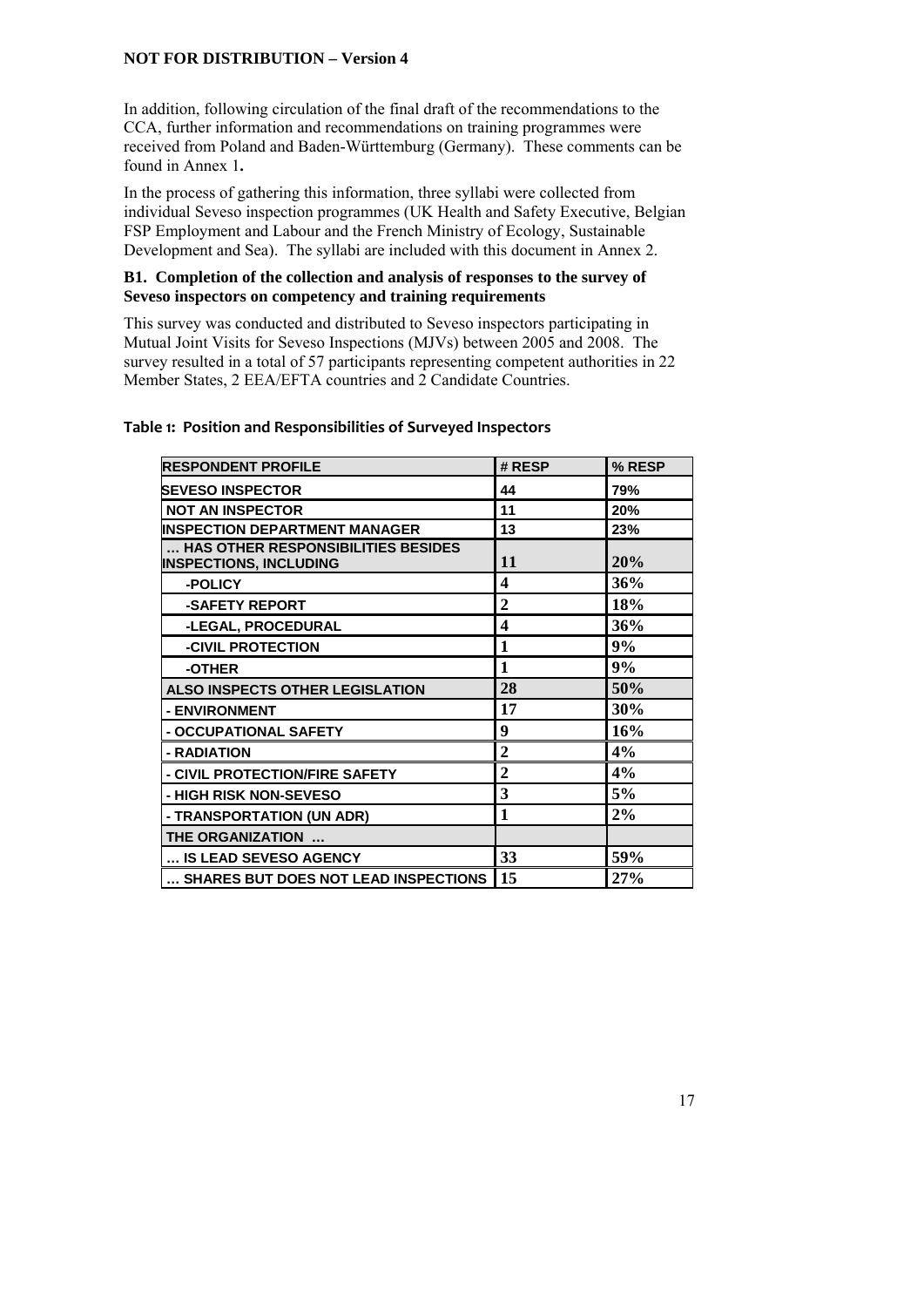In addition, following circulation of the final draft of the recommendations to the CCA, further information and recommendations on training programmes were received from Poland and Baden-Württemburg (Germany). These comments can be found in Annex 1**.**

In the process of gathering this information, three syllabi were collected from individual Seveso inspection programmes (UK Health and Safety Executive, Belgian FSP Employment and Labour and the French Ministry of Ecology, Sustainable Development and Sea). The syllabi are included with this document in Annex 2.

### B1. Completion of the collection and analysis of responses to the survey of Seveso inspectors on competency and training requirements

This survey was conducted and distributed to Seveso inspectors participating in Mutual Joint Visits for Seveso Inspections (MJVs) between 2005 and 2008. The survey resulted in a total of 57 participants representing competent authorities in 22 Member States, 2 EEA/EFTA countries and 2 Candidate Countries.

**Table 1: Position and Responsibilities of Surveyed Inspectors**

| RESPONDENT PROFILE | # RESP | % RESP |
|---|---|---|
| SEVESO INSPECTOR | 44 | 79% |
| NOT AN INSPECTOR | 11 | 20% |
| INSPECTION DEPARTMENT MANAGER | 13 | 23% |
| … HAS OTHER RESPONSIBILITIES BESIDES INSPECTIONS, INCLUDING | 11 | 20% |
| -POLICY | 4 | 36% |
| -SAFETY REPORT | 2 | 18% |
| -LEGAL, PROCEDURAL | 4 | 36% |
| -CIVIL PROTECTION | 1 | 9% |
| -OTHER | 1 | 9% |
| ALSO INSPECTS OTHER LEGISLATION | 28 | 50% |
| - ENVIRONMENT | 17 | 30% |
| - OCCUPATIONAL SAFETY | 9 | 16% |
| - RADIATION | 2 | 4% |
| - CIVIL PROTECTION/FIRE SAFETY | 2 | 4% |
| - HIGH RISK NON-SEVESO | 3 | 5% |
| - TRANSPORTATION (UN ADR) | 1 | 2% |
| THE ORGANIZATION … | | |
| … IS LEAD SEVESO AGENCY | 33 | 59% |
| … SHARES BUT DOES NOT LEAD INSPECTIONS | 15 | 27% |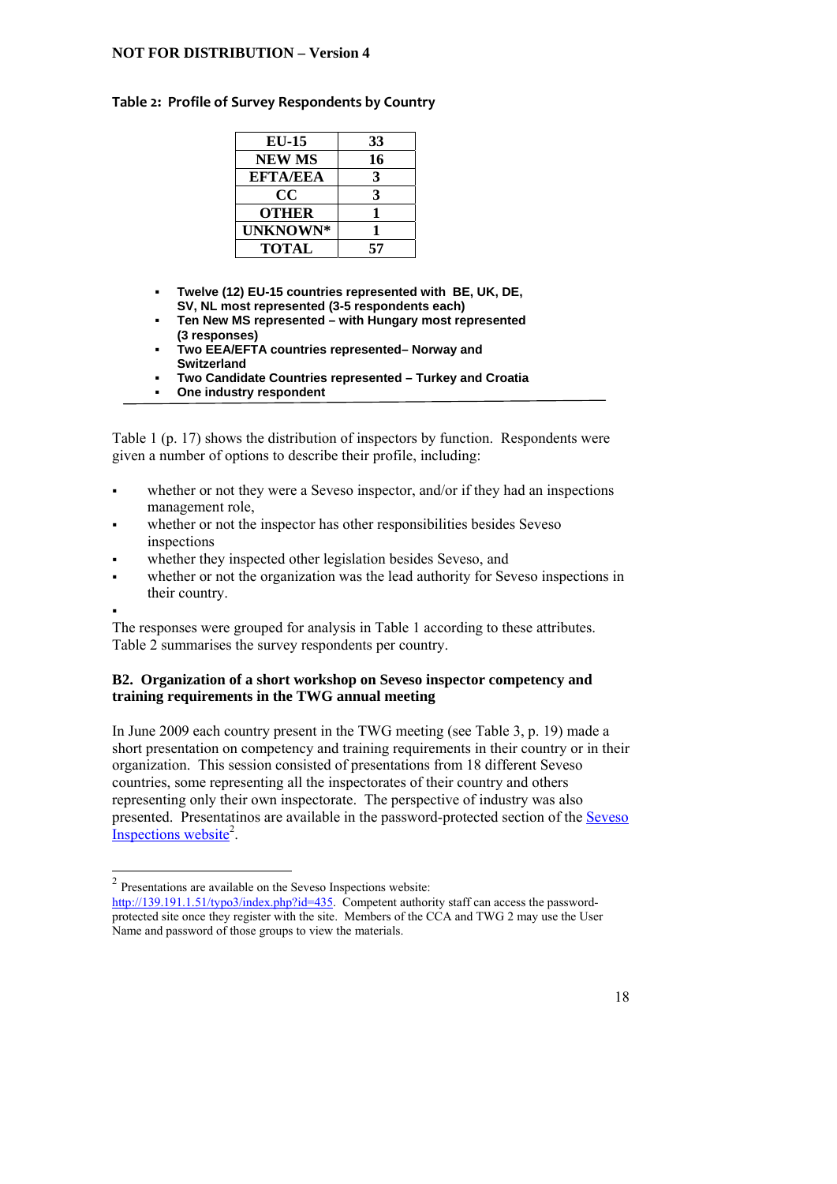**Table 2: Profile of Survey Respondents by Country**

| EU-15 | 33 |
|---|---|
| NEW MS | 16 |
| EFTA/EEA | 3 |
| CC | 3 |
| OTHER | 1 |
| UNKNOWN* | 1 |
| TOTAL | 57 |

- **Twelve (12) EU-15 countries represented with BE, UK, DE, SV, NL most represented (3-5 respondents each)**
- **Ten New MS represented – with Hungary most represented (3 responses)**
- **Two EEA/EFTA countries represented– Norway and Switzerland**
- **Two Candidate Countries represented – Turkey and Croatia**
- **One industry respondent**

---

Table 1 (p. 17) shows the distribution of inspectors by function. Respondents were given a number of options to describe their profile, including:

- whether or not they were a Seveso inspector, and/or if they had an inspections management role,
- whether or not the inspector has other responsibilities besides Seveso inspections
- whether they inspected other legislation besides Seveso, and
- whether or not the organization was the lead authority for Seveso inspections in their country.

The responses were grouped for analysis in Table 1 according to these attributes. Table 2 summarises the survey respondents per country.

### B2. Organization of a short workshop on Seveso inspector competency and training requirements in the TWG annual meeting

In June 2009 each country present in the TWG meeting (see Table 3, p. 19) made a short presentation on competency and training requirements in their country or in their organization. This session consisted of presentations from 18 different Seveso countries, some representing all the inspectorates of their country and others representing only their own inspectorate. The perspective of industry was also presented. Presentatinos are available in the password-protected section of the Seveso Inspections website[2].

[2] Presentations are available on the Seveso Inspections website: http://139.191.1.51/typo3/index.php?id=435. Competent authority staff can access the password-protected site once they register with the site. Members of the CCA and TWG 2 may use the User Name and password of those groups to view the materials.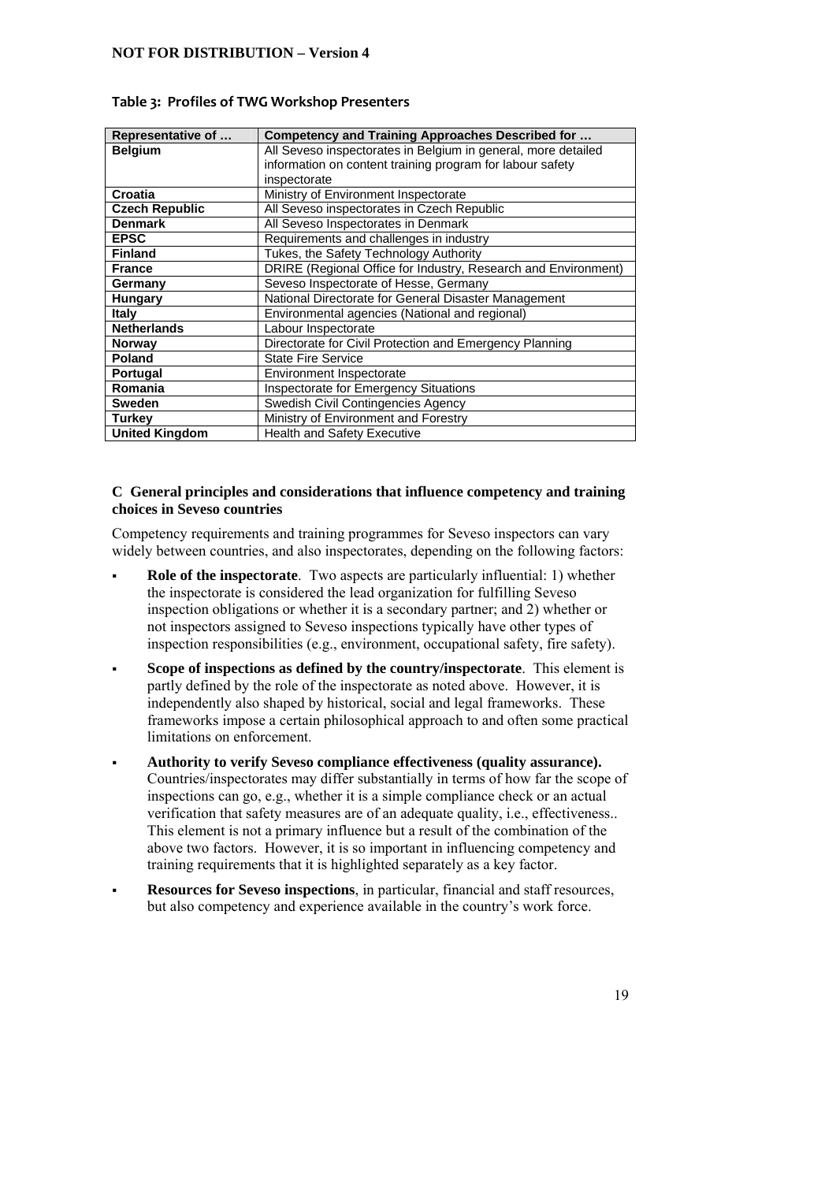**Table 3: Profiles of TWG Workshop Presenters**

| Representative of … | Competency and Training Approaches Described for … |
| --- | --- |
| **Belgium** | All Seveso inspectorates in Belgium in general, more detailed information on content training program for labour safety inspectorate |
| **Croatia** | Ministry of Environment Inspectorate |
| **Czech Republic** | All Seveso inspectorates in Czech Republic |
| **Denmark** | All Seveso Inspectorates in Denmark |
| **EPSC** | Requirements and challenges in industry |
| **Finland** | Tukes, the Safety Technology Authority |
| **France** | DRIRE (Regional Office for Industry, Research and Environment) |
| **Germany** | Seveso Inspectorate of Hesse, Germany |
| **Hungary** | National Directorate for General Disaster Management |
| **Italy** | Environmental agencies (National and regional) |
| **Netherlands** | Labour Inspectorate |
| **Norway** | Directorate for Civil Protection and Emergency Planning |
| **Poland** | State Fire Service |
| **Portugal** | Environment Inspectorate |
| **Romania** | Inspectorate for Emergency Situations |
| **Sweden** | Swedish Civil Contingencies Agency |
| **Turkey** | Ministry of Environment and Forestry |
| **United Kingdom** | Health and Safety Executive |

### C General principles and considerations that influence competency and training choices in Seveso countries

Competency requirements and training programmes for Seveso inspectors can vary widely between countries, and also inspectorates, depending on the following factors:

- **Role of the inspectorate**. Two aspects are particularly influential: 1) whether the inspectorate is considered the lead organization for fulfilling Seveso inspection obligations or whether it is a secondary partner; and 2) whether or not inspectors assigned to Seveso inspections typically have other types of inspection responsibilities (e.g., environment, occupational safety, fire safety).
- **Scope of inspections as defined by the country/inspectorate**. This element is partly defined by the role of the inspectorate as noted above. However, it is independently also shaped by historical, social and legal frameworks. These frameworks impose a certain philosophical approach to and often some practical limitations on enforcement.
- **Authority to verify Seveso compliance effectiveness (quality assurance).** Countries/inspectorates may differ substantially in terms of how far the scope of inspections can go, e.g., whether it is a simple compliance check or an actual verification that safety measures are of an adequate quality, i.e., effectiveness.. This element is not a primary influence but a result of the combination of the above two factors. However, it is so important in influencing competency and training requirements that it is highlighted separately as a key factor.
- **Resources for Seveso inspections**, in particular, financial and staff resources, but also competency and experience available in the country's work force.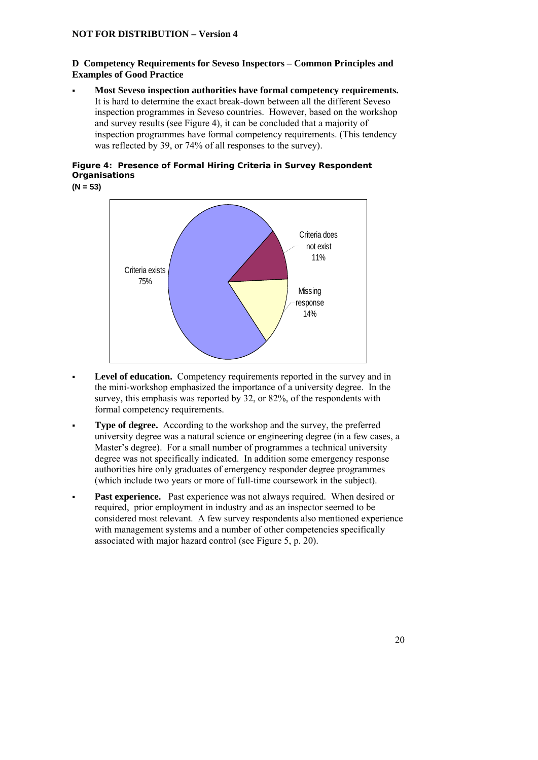## D Competency Requirements for Seveso Inspectors – Common Principles and Examples of Good Practice

- **Most Seveso inspection authorities have formal competency requirements.** It is hard to determine the exact break-down between all the different Seveso inspection programmes in Seveso countries. However, based on the workshop and survey results (see Figure 4), it can be concluded that a majority of inspection programmes have formal competency requirements. (This tendency was reflected by 39, or 74% of all responses to the survey).

**Figure 4: Presence of Formal Hiring Criteria in Survey Respondent Organisations**

**(N = 53)**

Criteria exists 75%

Criteria does not exist 11%

Missing response 14%

- **Level of education.** Competency requirements reported in the survey and in the mini-workshop emphasized the importance of a university degree. In the survey, this emphasis was reported by 32, or 82%, of the respondents with formal competency requirements.

- **Type of degree.** According to the workshop and the survey, the preferred university degree was a natural science or engineering degree (in a few cases, a Master's degree). For a small number of programmes a technical university degree was not specifically indicated. In addition some emergency response authorities hire only graduates of emergency responder degree programmes (which include two years or more of full-time coursework in the subject).

- **Past experience.** Past experience was not always required. When desired or required, prior employment in industry and as an inspector seemed to be considered most relevant. A few survey respondents also mentioned experience with management systems and a number of other competencies specifically associated with major hazard control (see Figure 5, p. 20).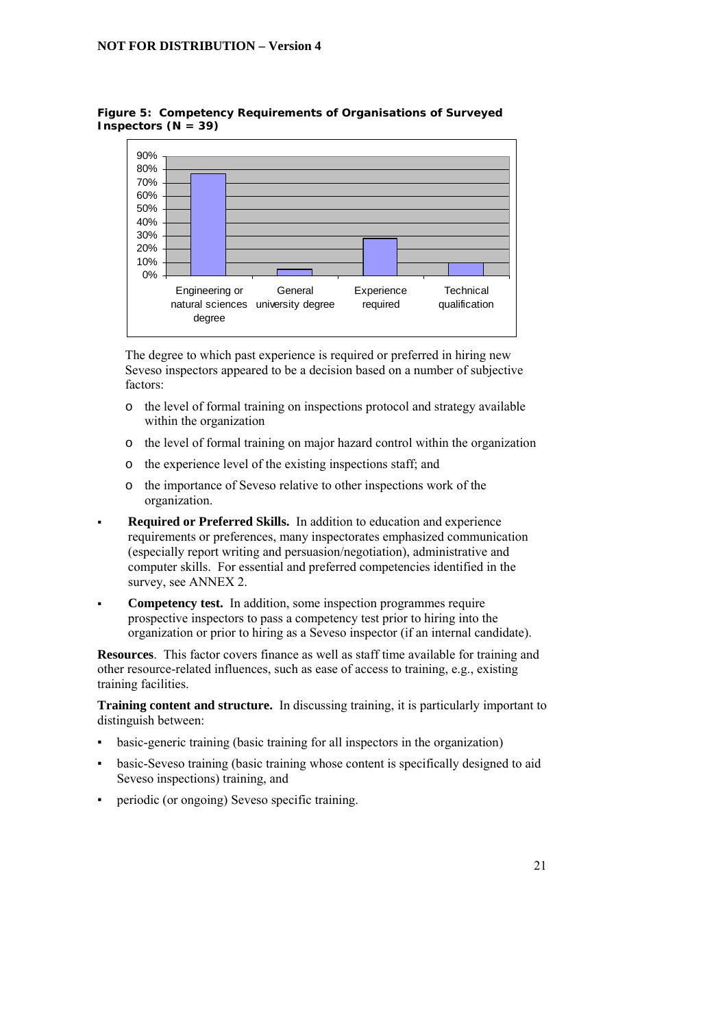**Figure 5: Competency Requirements of Organisations of Surveyed Inspectors (N = 39)**

| Category | Approximate value |
| --- | --- |
| Engineering or natural sciences degree | ~77% |
| General university degree | ~5% |
| Experience required | ~28% |
| Technical qualification | ~10% |

The degree to which past experience is required or preferred in hiring new Seveso inspectors appeared to be a decision based on a number of subjective factors:

- the level of formal training on inspections protocol and strategy available within the organization
- the level of formal training on major hazard control within the organization
- the experience level of the existing inspections staff; and
- the importance of Seveso relative to other inspections work of the organization.

- **Required or Preferred Skills.** In addition to education and experience requirements or preferences, many inspectorates emphasized communication (especially report writing and persuasion/negotiation), administrative and computer skills. For essential and preferred competencies identified in the survey, see ANNEX 2.
- **Competency test.** In addition, some inspection programmes require prospective inspectors to pass a competency test prior to hiring into the organization or prior to hiring as a Seveso inspector (if an internal candidate).

**Resources**. This factor covers finance as well as staff time available for training and other resource-related influences, such as ease of access to training, e.g., existing training facilities.

**Training content and structure.** In discussing training, it is particularly important to distinguish between:

- basic-generic training (basic training for all inspectors in the organization)
- basic-Seveso training (basic training whose content is specifically designed to aid Seveso inspections) training, and
- periodic (or ongoing) Seveso specific training.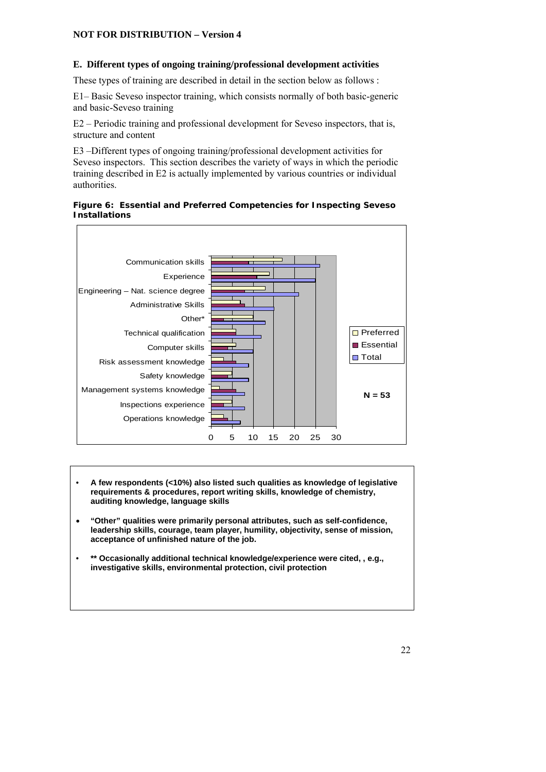## E. Different types of ongoing training/professional development activities

These types of training are described in detail in the section below as follows :

E1– Basic Seveso inspector training, which consists normally of both basic-generic and basic-Seveso training

E2 – Periodic training and professional development for Seveso inspectors, that is, structure and content

E3 –Different types of ongoing training/professional development activities for Seveso inspectors. This section describes the variety of ways in which the periodic training described in E2 is actually implemented by various countries or individual authorities.

**Figure 6: Essential and Preferred Competencies for Inspecting Seveso Installations**

| Competency | Preferred | Essential | Total |
|---|---|---|---|
| Communication skills | 17 | 9 | 26 |
| Experience | 14 | 11 | 25 |
| Engineering – Nat. science degree | 13 | 8 | 21 |
| Administrative Skills | 7 | 8 | 15 |
| Other* | 10 | 3 | 13 |
| Technical qualification | 6 | 6 | 12 |
| Computer skills | 6 | 4 | 10 |
| Risk assessment knowledge | 3 | 6 | 9 |
| Safety knowledge | 5 | 4 | 9 |
| Management systems knowledge | 2 | 6 | 8 |
| Inspections experience | 5 | 3 | 8 |
| Operations knowledge | 3 | 4 | 7 |

N = 53

- **A few respondents (<10%) also listed such qualities as knowledge of legislative requirements & procedures, report writing skills, knowledge of chemistry, auditing knowledge, language skills**
- **"Other" qualities were primarily personal attributes, such as self-confidence, leadership skills, courage, team player, humility, objectivity, sense of mission, acceptance of unfinished nature of the job.**
- **\*\* Occasionally additional technical knowledge/experience were cited, , e.g., investigative skills, environmental protection, civil protection**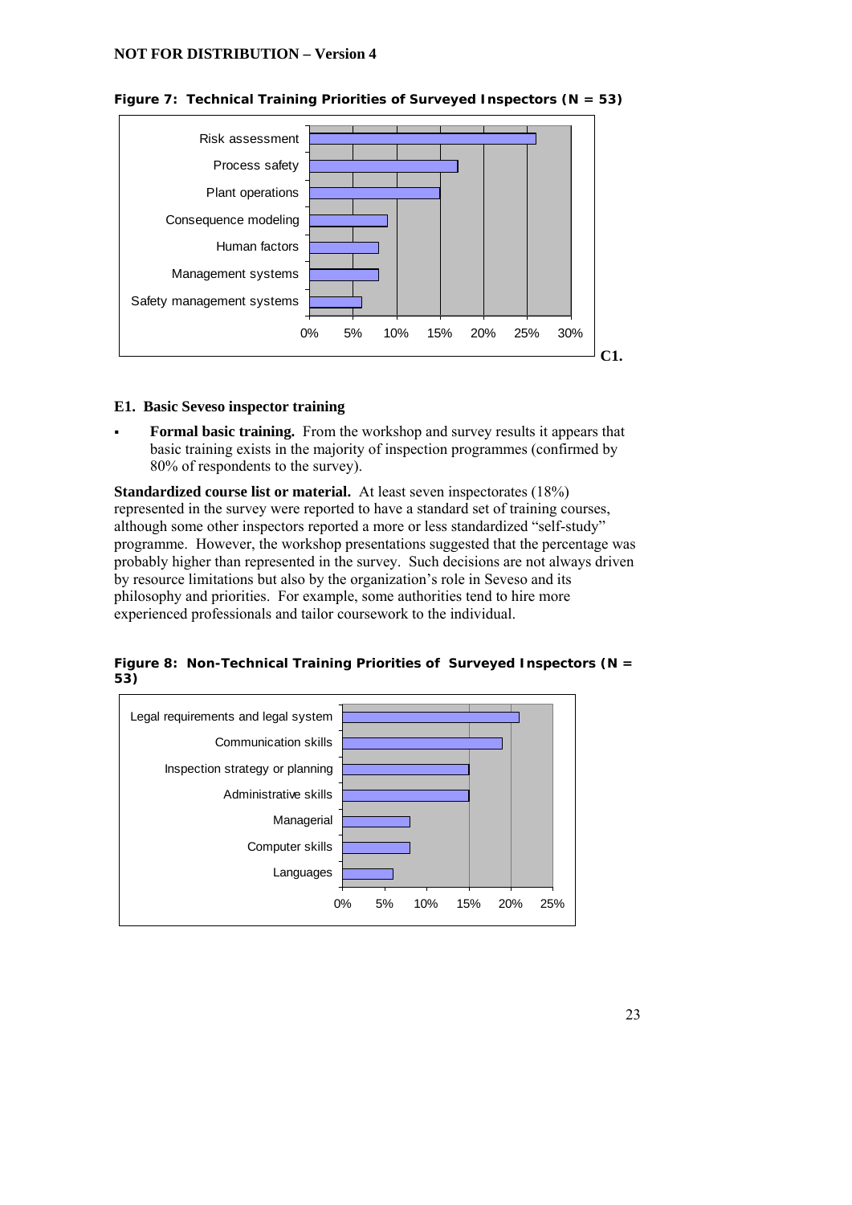**Figure 7: Technical Training Priorities of Surveyed Inspectors (N = 53)**

| Category | Approx. % |
|---|---|
| Risk assessment | 26% |
| Process safety | 17% |
| Plant operations | 15% |
| Consequence modeling | 9% |
| Human factors | 8% |
| Management systems | 8% |
| Safety management systems | 6% |

**C1.**

### E1. Basic Seveso inspector training

- **Formal basic training.** From the workshop and survey results it appears that basic training exists in the majority of inspection programmes (confirmed by 80% of respondents to the survey).

**Standardized course list or material.** At least seven inspectorates (18%) represented in the survey were reported to have a standard set of training courses, although some other inspectors reported a more or less standardized "self-study" programme. However, the workshop presentations suggested that the percentage was probably higher than represented in the survey. Such decisions are not always driven by resource limitations but also by the organization's role in Seveso and its philosophy and priorities. For example, some authorities tend to hire more experienced professionals and tailor coursework to the individual.

**Figure 8: Non-Technical Training Priorities of Surveyed Inspectors (N = 53)**

| Category | Approx. % |
|---|---|
| Legal requirements and legal system | 21% |
| Communication skills | 19% |
| Inspection strategy or planning | 15% |
| Administrative skills | 15% |
| Managerial | 8% |
| Computer skills | 8% |
| Languages | 6% |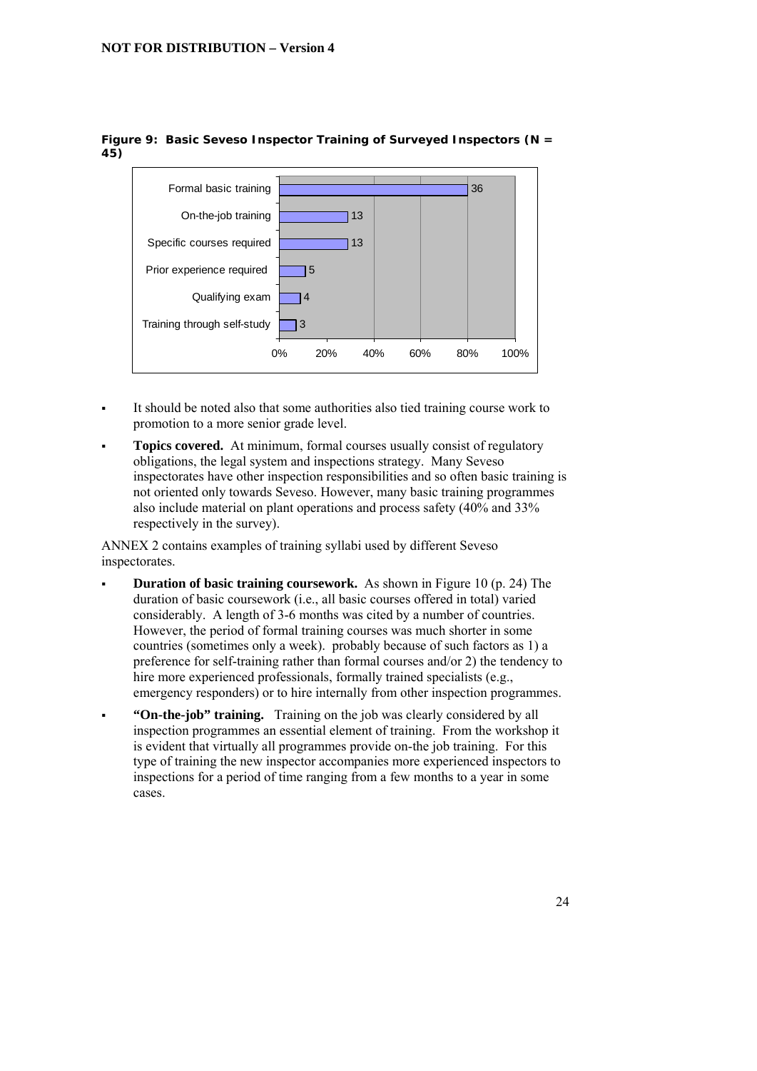**Figure 9: Basic Seveso Inspector Training of Surveyed Inspectors (N = 45)**

| Training type | Count |
|---|---|
| Formal basic training | 36 |
| On-the-job training | 13 |
| Specific courses required | 13 |
| Prior experience required | 5 |
| Qualifying exam | 4 |
| Training through self-study | 3 |

- It should be noted also that some authorities also tied training course work to promotion to a more senior grade level.
- **Topics covered.** At minimum, formal courses usually consist of regulatory obligations, the legal system and inspections strategy. Many Seveso inspectorates have other inspection responsibilities and so often basic training is not oriented only towards Seveso. However, many basic training programmes also include material on plant operations and process safety (40% and 33% respectively in the survey).

ANNEX 2 contains examples of training syllabi used by different Seveso inspectorates.

- **Duration of basic training coursework.** As shown in Figure 10 (p. 24) The duration of basic coursework (i.e., all basic courses offered in total) varied considerably. A length of 3-6 months was cited by a number of countries. However, the period of formal training courses was much shorter in some countries (sometimes only a week). probably because of such factors as 1) a preference for self-training rather than formal courses and/or 2) the tendency to hire more experienced professionals, formally trained specialists (e.g., emergency responders) or to hire internally from other inspection programmes.
- **"On-the-job" training.** Training on the job was clearly considered by all inspection programmes an essential element of training. From the workshop it is evident that virtually all programmes provide on-the job training. For this type of training the new inspector accompanies more experienced inspectors to inspections for a period of time ranging from a few months to a year in some cases.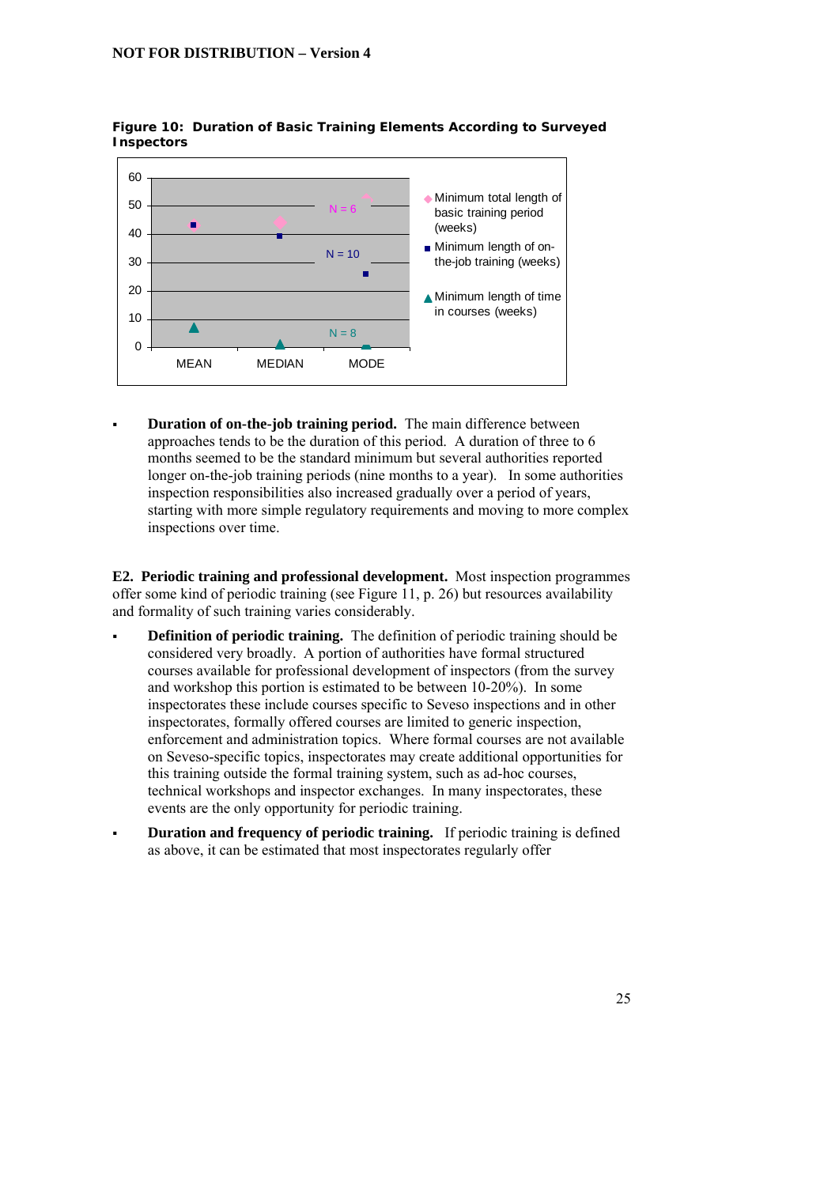**Figure 10: Duration of Basic Training Elements According to Surveyed Inspectors**

- **Duration of on-the-job training period.** The main difference between approaches tends to be the duration of this period. A duration of three to 6 months seemed to be the standard minimum but several authorities reported longer on-the-job training periods (nine months to a year). In some authorities inspection responsibilities also increased gradually over a period of years, starting with more simple regulatory requirements and moving to more complex inspections over time.

**E2. Periodic training and professional development.** Most inspection programmes offer some kind of periodic training (see Figure 11, p. 26) but resources availability and formality of such training varies considerably.

- **Definition of periodic training.** The definition of periodic training should be considered very broadly. A portion of authorities have formal structured courses available for professional development of inspectors (from the survey and workshop this portion is estimated to be between 10-20%). In some inspectorates these include courses specific to Seveso inspections and in other inspectorates, formally offered courses are limited to generic inspection, enforcement and administration topics. Where formal courses are not available on Seveso-specific topics, inspectorates may create additional opportunities for this training outside the formal training system, such as ad-hoc courses, technical workshops and inspector exchanges. In many inspectorates, these events are the only opportunity for periodic training.
- **Duration and frequency of periodic training.** If periodic training is defined as above, it can be estimated that most inspectorates regularly offer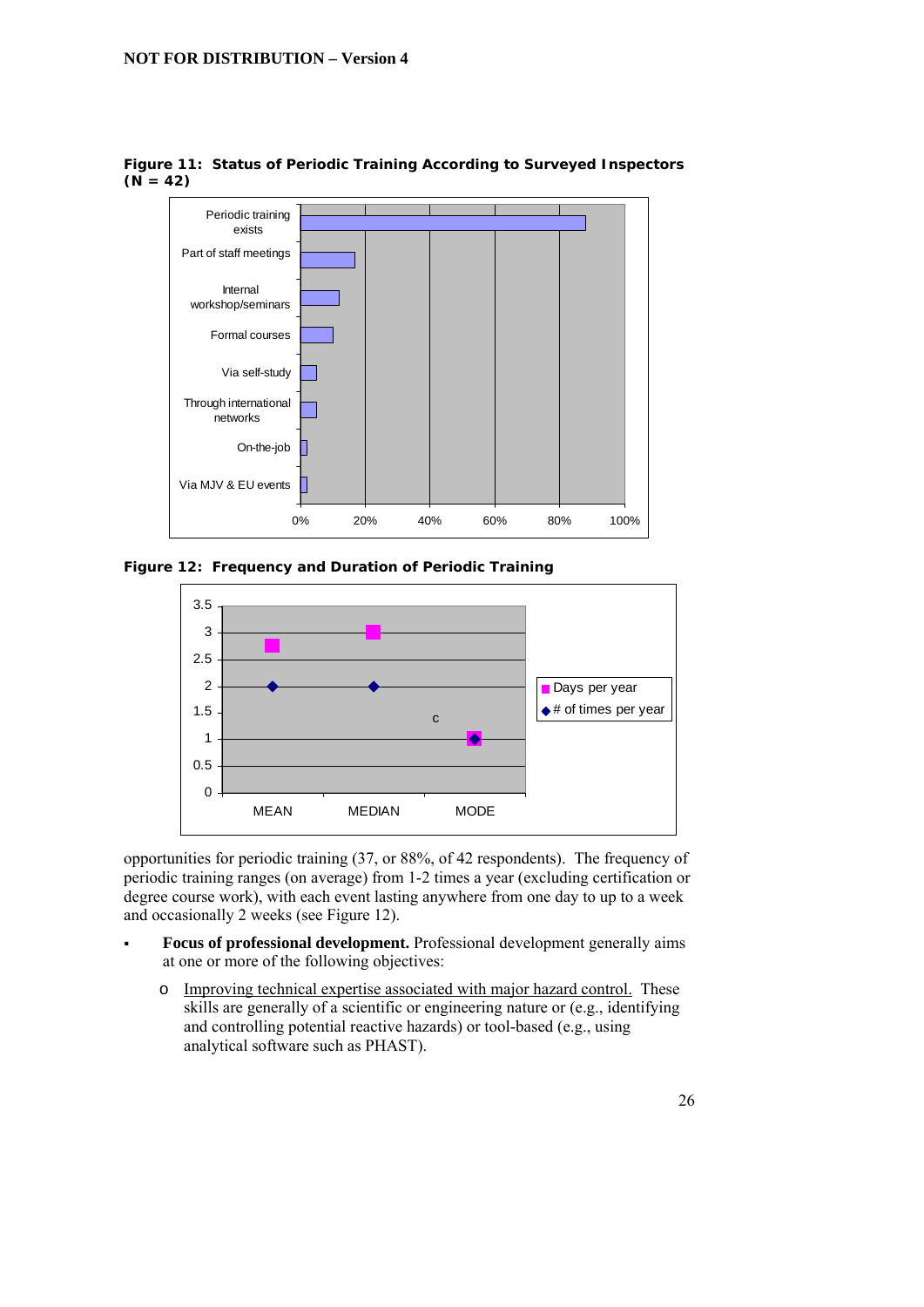**Figure 11: Status of Periodic Training According to Surveyed Inspectors (N = 42)**

**Figure 12: Frequency and Duration of Periodic Training**

opportunities for periodic training (37, or 88%, of 42 respondents). The frequency of periodic training ranges (on average) from 1-2 times a year (excluding certification or degree course work), with each event lasting anywhere from one day to up to a week and occasionally 2 weeks (see Figure 12).

- **Focus of professional development.** Professional development generally aims at one or more of the following objectives:
  - Improving technical expertise associated with major hazard control. These skills are generally of a scientific or engineering nature or (e.g., identifying and controlling potential reactive hazards) or tool-based (e.g., using analytical software such as PHAST).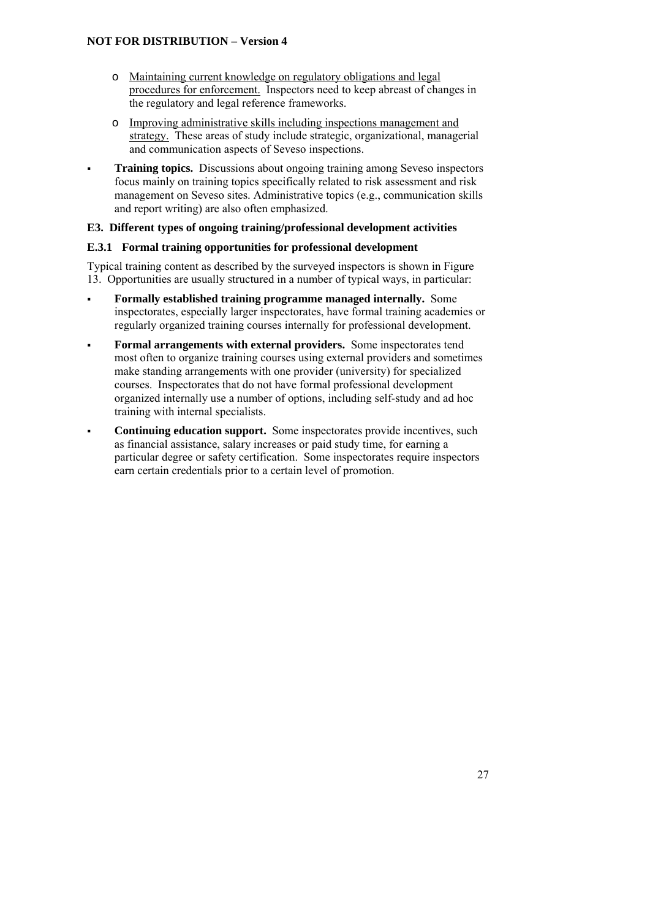- Maintaining current knowledge on regulatory obligations and legal procedures for enforcement. Inspectors need to keep abreast of changes in the regulatory and legal reference frameworks.
  - Improving administrative skills including inspections management and strategy. These areas of study include strategic, organizational, managerial and communication aspects of Seveso inspections.

- **Training topics.** Discussions about ongoing training among Seveso inspectors focus mainly on training topics specifically related to risk assessment and risk management on Seveso sites. Administrative topics (e.g., communication skills and report writing) are also often emphasized.

### E3. Different types of ongoing training/professional development activities

#### E.3.1 Formal training opportunities for professional development

Typical training content as described by the surveyed inspectors is shown in Figure 13. Opportunities are usually structured in a number of typical ways, in particular:

- **Formally established training programme managed internally.** Some inspectorates, especially larger inspectorates, have formal training academies or regularly organized training courses internally for professional development.
- **Formal arrangements with external providers.** Some inspectorates tend most often to organize training courses using external providers and sometimes make standing arrangements with one provider (university) for specialized courses. Inspectorates that do not have formal professional development organized internally use a number of options, including self-study and ad hoc training with internal specialists.
- **Continuing education support.** Some inspectorates provide incentives, such as financial assistance, salary increases or paid study time, for earning a particular degree or safety certification. Some inspectorates require inspectors earn certain credentials prior to a certain level of promotion.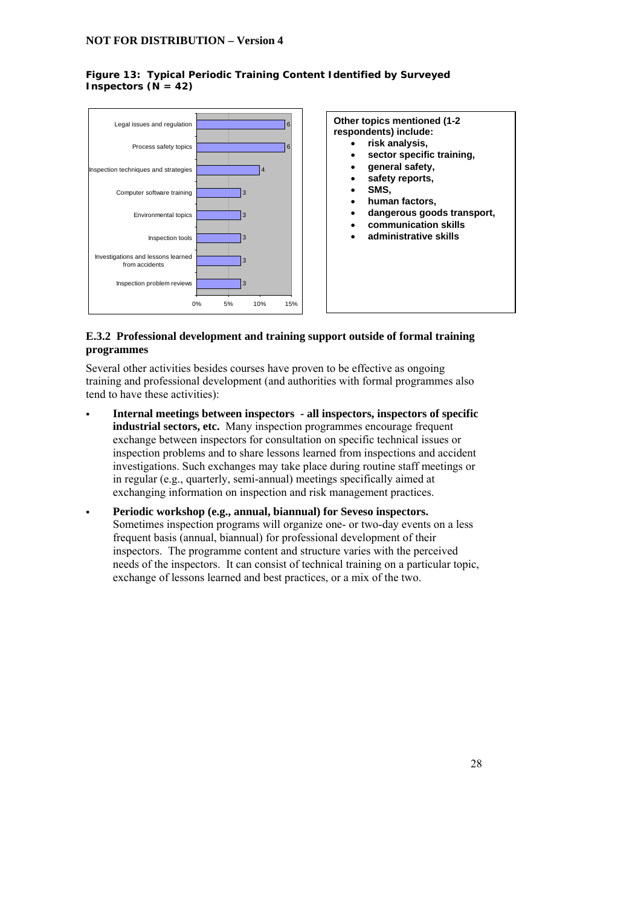**Figure 13: Typical Periodic Training Content Identified by Surveyed Inspectors (N = 42)**

| Topic | Count |
| --- | --- |
| Legal issues and regulation | 6 |
| Process safety topics | 6 |
| Inspection techniques and strategies | 4 |
| Computer software training | 3 |
| Environmental topics | 3 |
| Inspection tools | 3 |
| Investigations and lessons learned from accidents | 3 |
| Inspection problem reviews | 3 |

**Other topics mentioned (1-2 respondents) include:**

- **risk analysis,**
- **sector specific training,**
- **general safety,**
- **safety reports,**
- **SMS,**
- **human factors,**
- **dangerous goods transport,**
- **communication skills**
- **administrative skills**

### E.3.2 Professional development and training support outside of formal training programmes

Several other activities besides courses have proven to be effective as ongoing training and professional development (and authorities with formal programmes also tend to have these activities):

- **Internal meetings between inspectors - all inspectors, inspectors of specific industrial sectors, etc.** Many inspection programmes encourage frequent exchange between inspectors for consultation on specific technical issues or inspection problems and to share lessons learned from inspections and accident investigations. Such exchanges may take place during routine staff meetings or in regular (e.g., quarterly, semi-annual) meetings specifically aimed at exchanging information on inspection and risk management practices.
- **Periodic workshop (e.g., annual, biannual) for Seveso inspectors.** Sometimes inspection programs will organize one- or two-day events on a less frequent basis (annual, biannual) for professional development of their inspectors. The programme content and structure varies with the perceived needs of the inspectors. It can consist of technical training on a particular topic, exchange of lessons learned and best practices, or a mix of the two.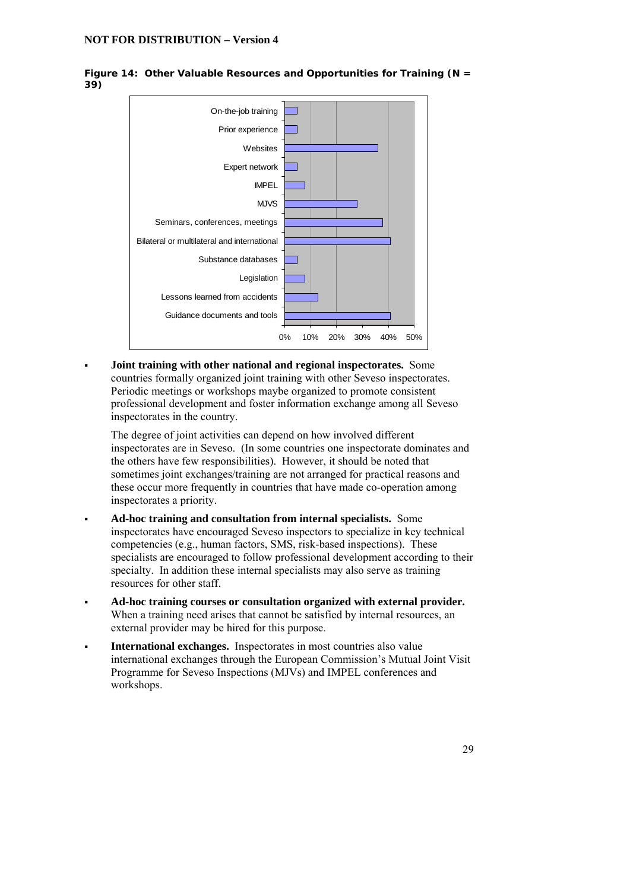**Figure 14: Other Valuable Resources and Opportunities for Training (N = 39)**

- **Joint training with other national and regional inspectorates.** Some countries formally organized joint training with other Seveso inspectorates. Periodic meetings or workshops maybe organized to promote consistent professional development and foster information exchange among all Seveso inspectorates in the country.

  The degree of joint activities can depend on how involved different inspectorates are in Seveso. (In some countries one inspectorate dominates and the others have few responsibilities). However, it should be noted that sometimes joint exchanges/training are not arranged for practical reasons and these occur more frequently in countries that have made co-operation among inspectorates a priority.

- **Ad-hoc training and consultation from internal specialists.** Some inspectorates have encouraged Seveso inspectors to specialize in key technical competencies (e.g., human factors, SMS, risk-based inspections). These specialists are encouraged to follow professional development according to their specialty. In addition these internal specialists may also serve as training resources for other staff.

- **Ad-hoc training courses or consultation organized with external provider.** When a training need arises that cannot be satisfied by internal resources, an external provider may be hired for this purpose.

- **International exchanges.** Inspectorates in most countries also value international exchanges through the European Commission's Mutual Joint Visit Programme for Seveso Inspections (MJVs) and IMPEL conferences and workshops.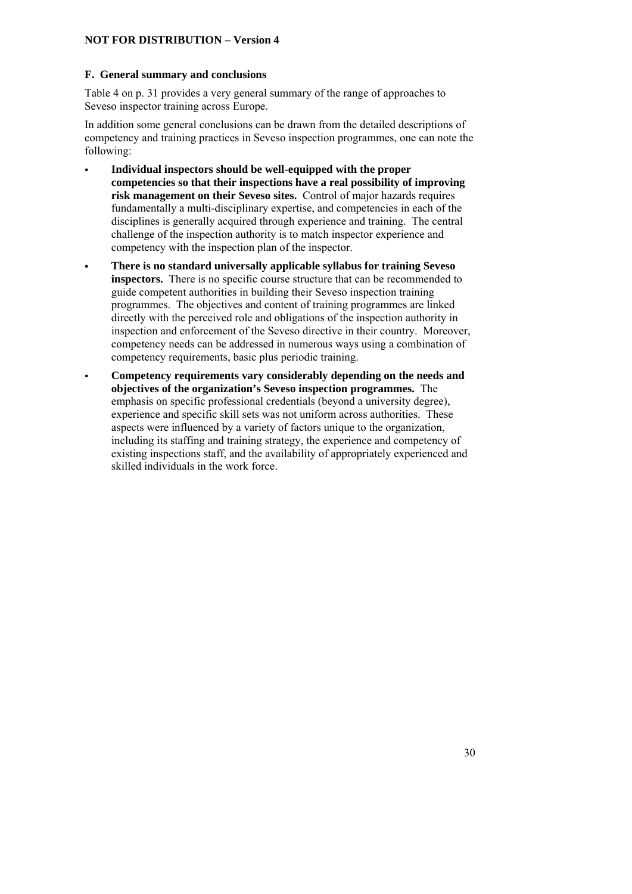## F. General summary and conclusions

Table 4 on p. 31 provides a very general summary of the range of approaches to Seveso inspector training across Europe.

In addition some general conclusions can be drawn from the detailed descriptions of competency and training practices in Seveso inspection programmes, one can note the following:

- **Individual inspectors should be well-equipped with the proper competencies so that their inspections have a real possibility of improving risk management on their Seveso sites.** Control of major hazards requires fundamentally a multi-disciplinary expertise, and competencies in each of the disciplines is generally acquired through experience and training. The central challenge of the inspection authority is to match inspector experience and competency with the inspection plan of the inspector.
- **There is no standard universally applicable syllabus for training Seveso inspectors.** There is no specific course structure that can be recommended to guide competent authorities in building their Seveso inspection training programmes. The objectives and content of training programmes are linked directly with the perceived role and obligations of the inspection authority in inspection and enforcement of the Seveso directive in their country. Moreover, competency needs can be addressed in numerous ways using a combination of competency requirements, basic plus periodic training.
- **Competency requirements vary considerably depending on the needs and objectives of the organization's Seveso inspection programmes.** The emphasis on specific professional credentials (beyond a university degree), experience and specific skill sets was not uniform across authorities. These aspects were influenced by a variety of factors unique to the organization, including its staffing and training strategy, the experience and competency of existing inspections staff, and the availability of appropriately experienced and skilled individuals in the work force.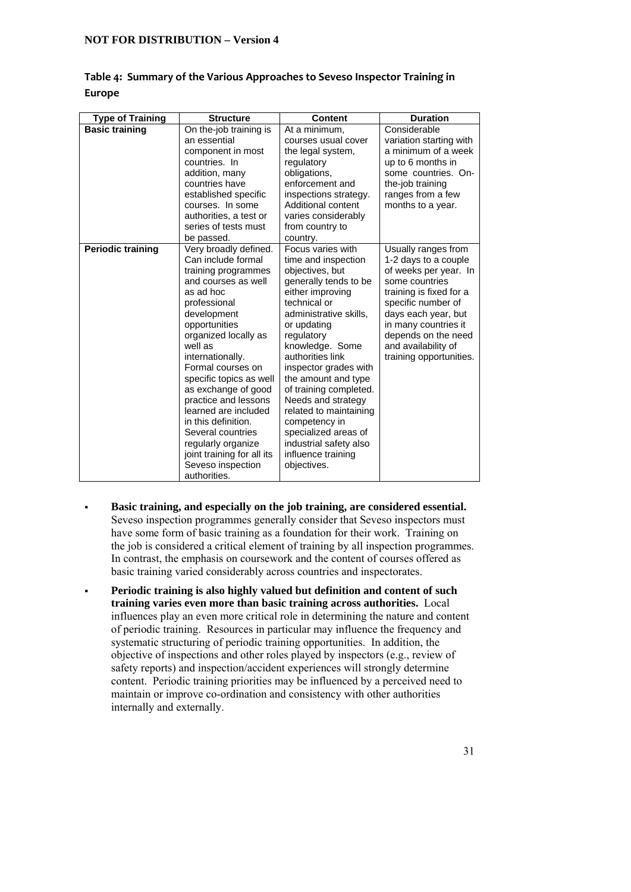**Table 4: Summary of the Various Approaches to Seveso Inspector Training in Europe**

| Type of Training | Structure | Content | Duration |
|---|---|---|---|
| **Basic training** | On the-job training is an essential component in most countries. In addition, many countries have established specific courses. In some authorities, a test or series of tests must be passed. | At a minimum, courses usual cover the legal system, regulatory obligations, enforcement and inspections strategy. Additional content varies considerably from country to country. | Considerable variation starting with a minimum of a week up to 6 months in some countries. On-the-job training ranges from a few months to a year. |
| **Periodic training** | Very broadly defined. Can include formal training programmes and courses as well as ad hoc professional development opportunities organized locally as well as internationally. Formal courses on specific topics as well as exchange of good practice and lessons learned are included in this definition. Several countries regularly organize joint training for all its Seveso inspection authorities. | Focus varies with time and inspection objectives, but generally tends to be either improving technical or administrative skills, or updating regulatory knowledge. Some authorities link inspector grades with the amount and type of training completed. Needs and strategy related to maintaining competency in specialized areas of industrial safety also influence training objectives. | Usually ranges from 1-2 days to a couple of weeks per year. In some countries training is fixed for a specific number of days each year, but in many countries it depends on the need and availability of training opportunities. |

- **Basic training, and especially on the job training, are considered essential.** Seveso inspection programmes generally consider that Seveso inspectors must have some form of basic training as a foundation for their work. Training on the job is considered a critical element of training by all inspection programmes. In contrast, the emphasis on coursework and the content of courses offered as basic training varied considerably across countries and inspectorates.
- **Periodic training is also highly valued but definition and content of such training varies even more than basic training across authorities.** Local influences play an even more critical role in determining the nature and content of periodic training. Resources in particular may influence the frequency and systematic structuring of periodic training opportunities. In addition, the objective of inspections and other roles played by inspectors (e.g., review of safety reports) and inspection/accident experiences will strongly determine content. Periodic training priorities may be influenced by a perceived need to maintain or improve co-ordination and consistency with other authorities internally and externally.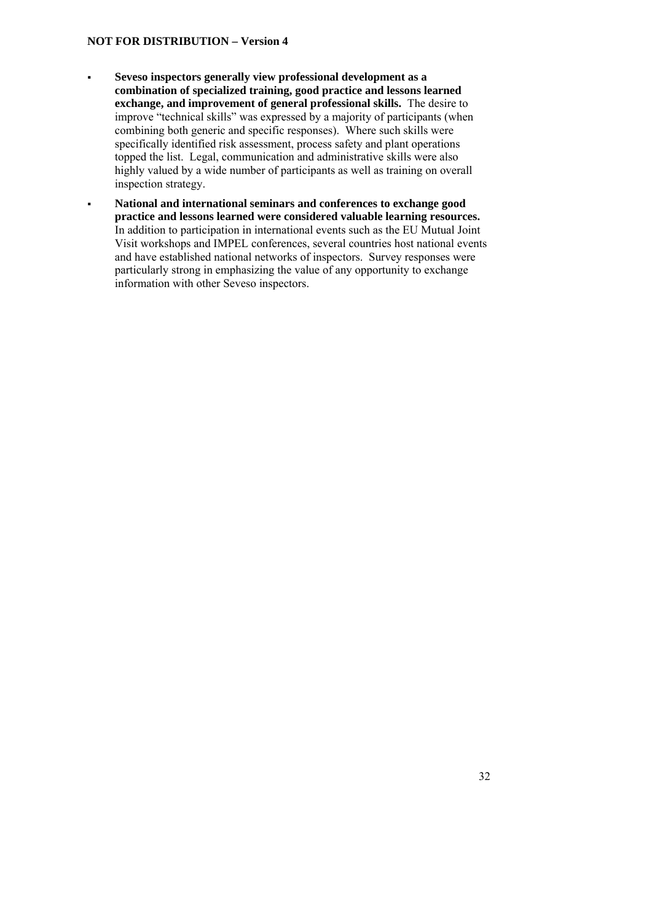- **Seveso inspectors generally view professional development as a combination of specialized training, good practice and lessons learned exchange, and improvement of general professional skills.** The desire to improve "technical skills" was expressed by a majority of participants (when combining both generic and specific responses). Where such skills were specifically identified risk assessment, process safety and plant operations topped the list. Legal, communication and administrative skills were also highly valued by a wide number of participants as well as training on overall inspection strategy.
- **National and international seminars and conferences to exchange good practice and lessons learned were considered valuable learning resources.** In addition to participation in international events such as the EU Mutual Joint Visit workshops and IMPEL conferences, several countries host national events and have established national networks of inspectors. Survey responses were particularly strong in emphasizing the value of any opportunity to exchange information with other Seveso inspectors.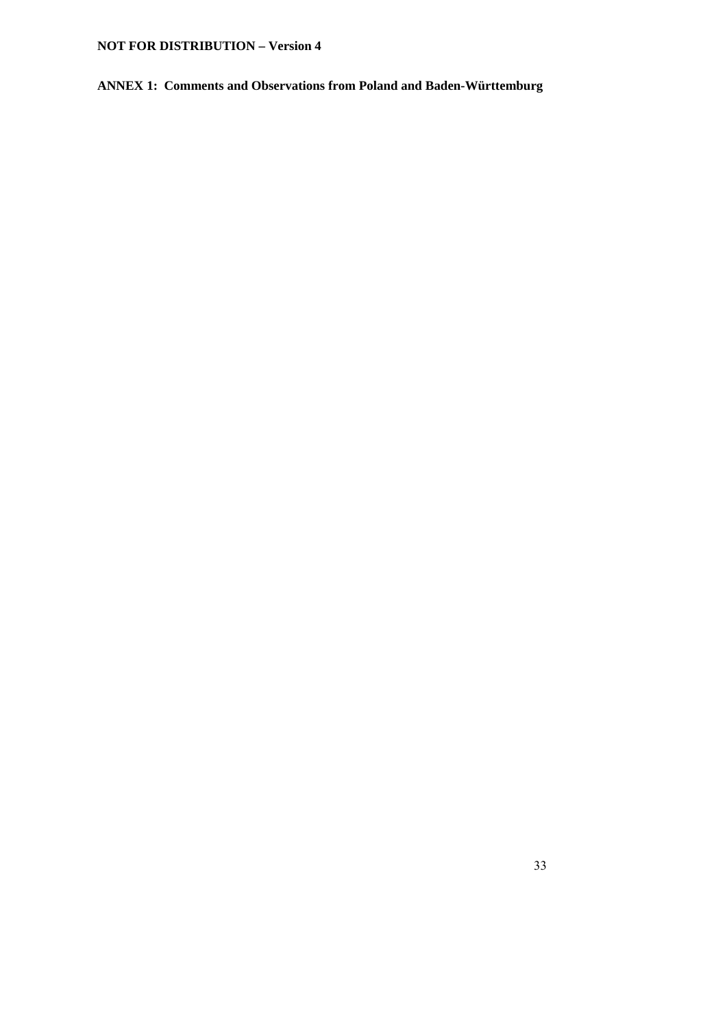**ANNEX 1: Comments and Observations from Poland and Baden-Württemburg**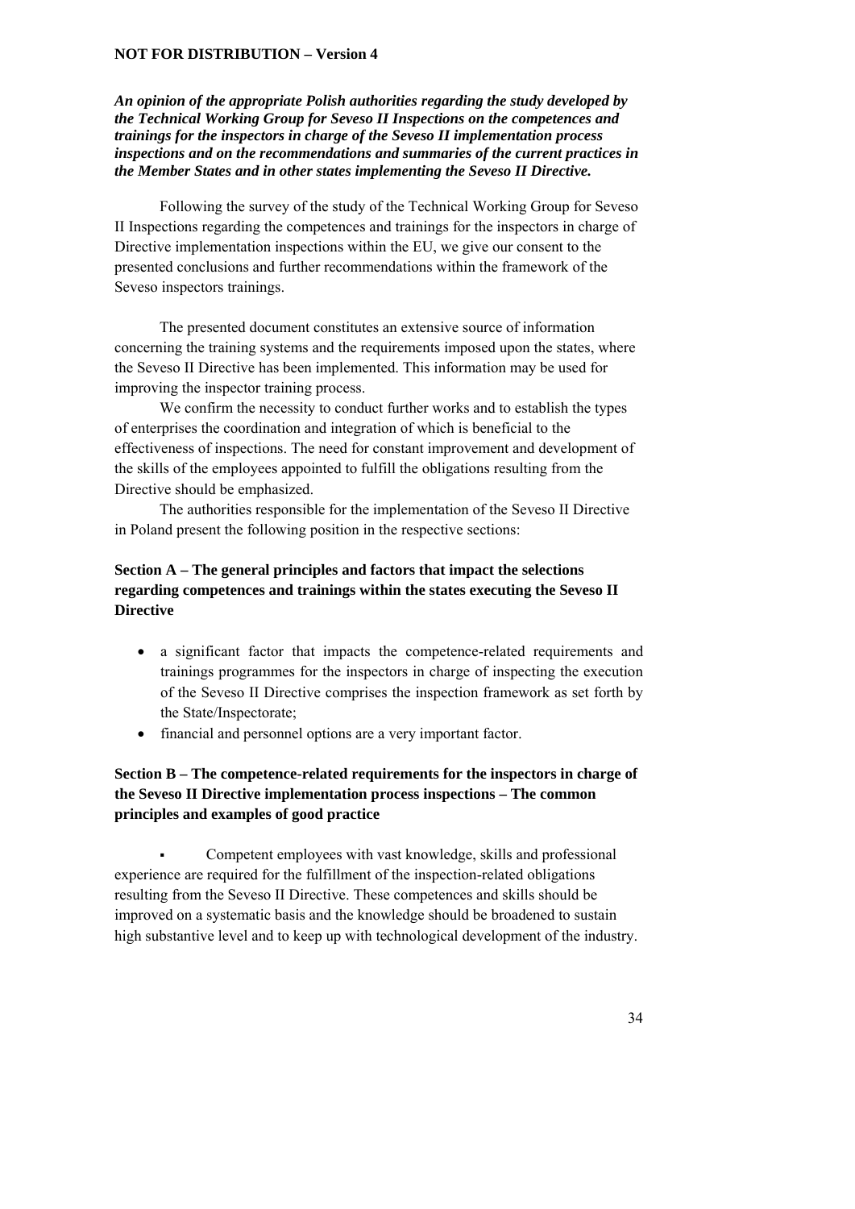**NOT FOR DISTRIBUTION – Version 4**

***An opinion of the appropriate Polish authorities regarding the study developed by the Technical Working Group for Seveso II Inspections on the competences and trainings for the inspectors in charge of the Seveso II implementation process inspections and on the recommendations and summaries of the current practices in the Member States and in other states implementing the Seveso II Directive.***

Following the survey of the study of the Technical Working Group for Seveso II Inspections regarding the competences and trainings for the inspectors in charge of Directive implementation inspections within the EU, we give our consent to the presented conclusions and further recommendations within the framework of the Seveso inspectors trainings.

The presented document constitutes an extensive source of information concerning the training systems and the requirements imposed upon the states, where the Seveso II Directive has been implemented. This information may be used for improving the inspector training process.

We confirm the necessity to conduct further works and to establish the types of enterprises the coordination and integration of which is beneficial to the effectiveness of inspections. The need for constant improvement and development of the skills of the employees appointed to fulfill the obligations resulting from the Directive should be emphasized.

The authorities responsible for the implementation of the Seveso II Directive in Poland present the following position in the respective sections:

## Section A – The general principles and factors that impact the selections regarding competences and trainings within the states executing the Seveso II Directive

- a significant factor that impacts the competence-related requirements and trainings programmes for the inspectors in charge of inspecting the execution of the Seveso II Directive comprises the inspection framework as set forth by the State/Inspectorate;
- financial and personnel options are a very important factor.

## Section B – The competence-related requirements for the inspectors in charge of the Seveso II Directive implementation process inspections – The common principles and examples of good practice

- Competent employees with vast knowledge, skills and professional experience are required for the fulfillment of the inspection-related obligations resulting from the Seveso II Directive. These competences and skills should be improved on a systematic basis and the knowledge should be broadened to sustain high substantive level and to keep up with technological development of the industry.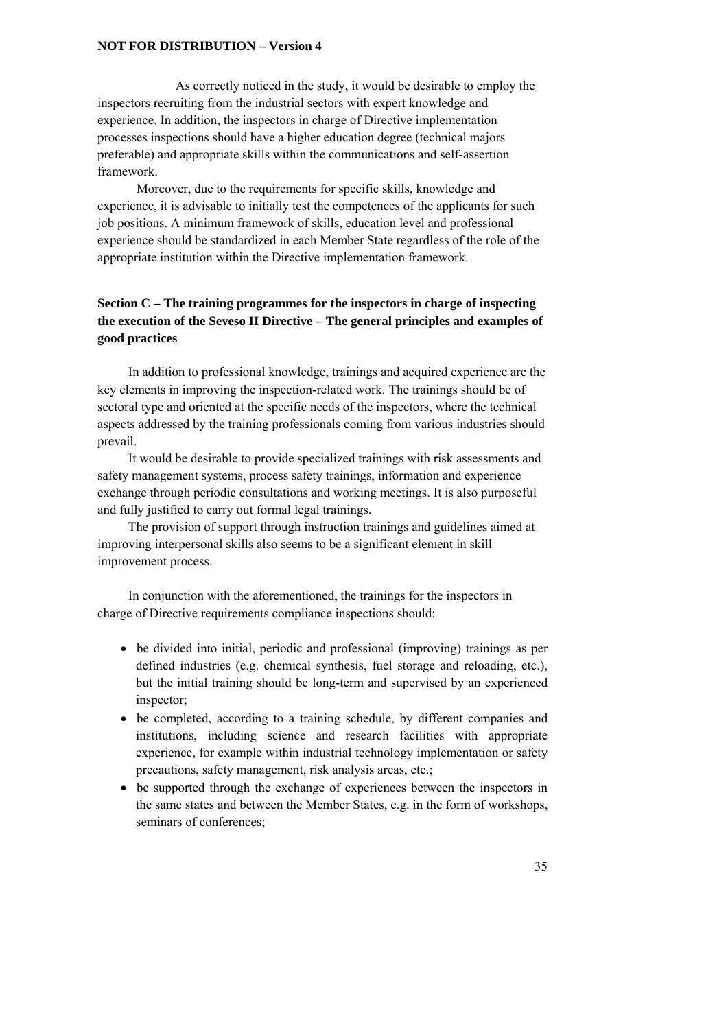As correctly noticed in the study, it would be desirable to employ the inspectors recruiting from the industrial sectors with expert knowledge and experience. In addition, the inspectors in charge of Directive implementation processes inspections should have a higher education degree (technical majors preferable) and appropriate skills within the communications and self-assertion framework.

Moreover, due to the requirements for specific skills, knowledge and experience, it is advisable to initially test the competences of the applicants for such job positions. A minimum framework of skills, education level and professional experience should be standardized in each Member State regardless of the role of the appropriate institution within the Directive implementation framework.

## Section C – The training programmes for the inspectors in charge of inspecting the execution of the Seveso II Directive – The general principles and examples of good practices

In addition to professional knowledge, trainings and acquired experience are the key elements in improving the inspection-related work. The trainings should be of sectoral type and oriented at the specific needs of the inspectors, where the technical aspects addressed by the training professionals coming from various industries should prevail.

It would be desirable to provide specialized trainings with risk assessments and safety management systems, process safety trainings, information and experience exchange through periodic consultations and working meetings. It is also purposeful and fully justified to carry out formal legal trainings.

The provision of support through instruction trainings and guidelines aimed at improving interpersonal skills also seems to be a significant element in skill improvement process.

In conjunction with the aforementioned, the trainings for the inspectors in charge of Directive requirements compliance inspections should:

- be divided into initial, periodic and professional (improving) trainings as per defined industries (e.g. chemical synthesis, fuel storage and reloading, etc.), but the initial training should be long-term and supervised by an experienced inspector;
- be completed, according to a training schedule, by different companies and institutions, including science and research facilities with appropriate experience, for example within industrial technology implementation or safety precautions, safety management, risk analysis areas, etc.;
- be supported through the exchange of experiences between the inspectors in the same states and between the Member States, e.g. in the form of workshops, seminars of conferences;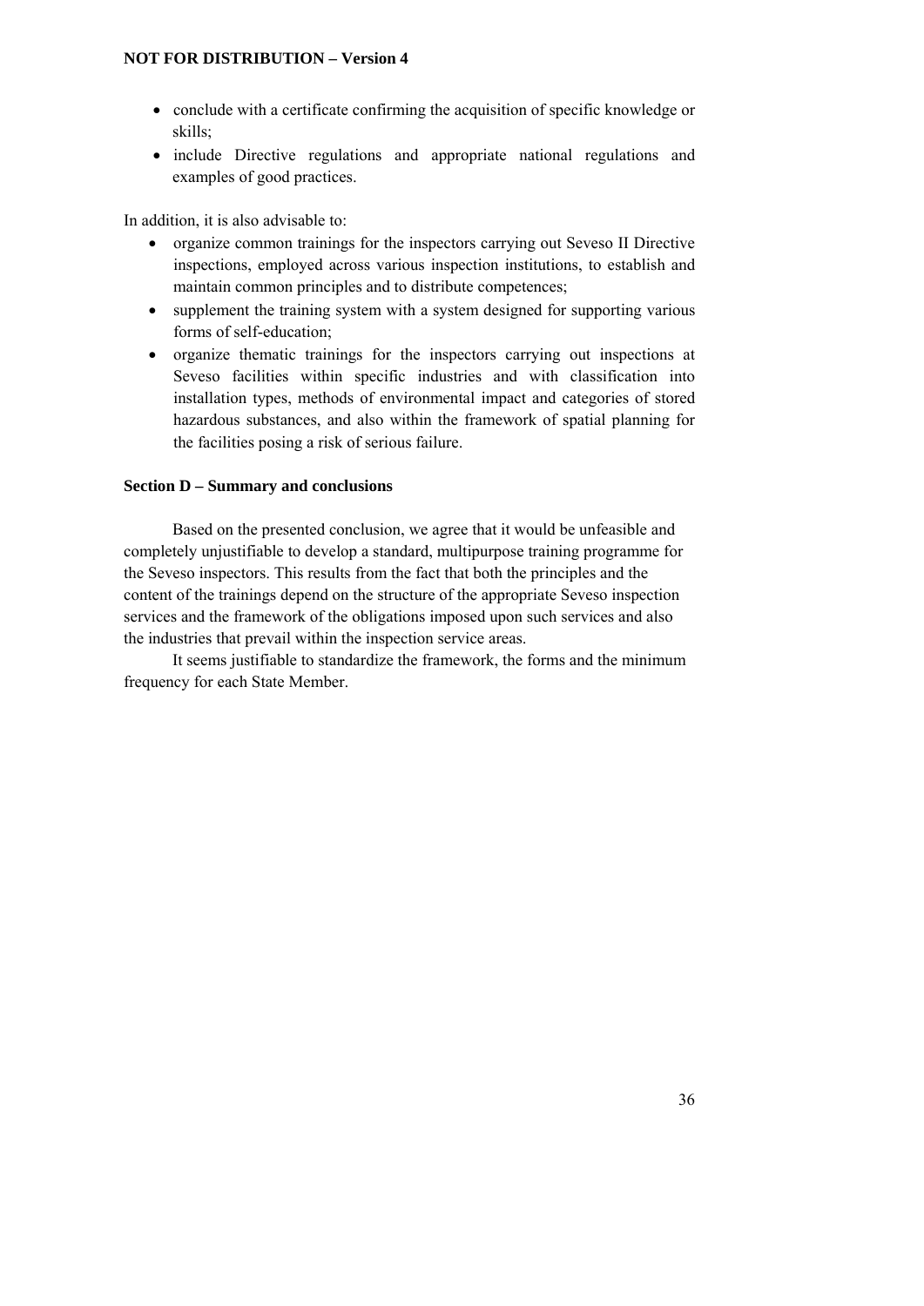- conclude with a certificate confirming the acquisition of specific knowledge or skills;
- include Directive regulations and appropriate national regulations and examples of good practices.

In addition, it is also advisable to:

- organize common trainings for the inspectors carrying out Seveso II Directive inspections, employed across various inspection institutions, to establish and maintain common principles and to distribute competences;
- supplement the training system with a system designed for supporting various forms of self-education;
- organize thematic trainings for the inspectors carrying out inspections at Seveso facilities within specific industries and with classification into installation types, methods of environmental impact and categories of stored hazardous substances, and also within the framework of spatial planning for the facilities posing a risk of serious failure.

**Section D – Summary and conclusions**

Based on the presented conclusion, we agree that it would be unfeasible and completely unjustifiable to develop a standard, multipurpose training programme for the Seveso inspectors. This results from the fact that both the principles and the content of the trainings depend on the structure of the appropriate Seveso inspection services and the framework of the obligations imposed upon such services and also the industries that prevail within the inspection service areas.

It seems justifiable to standardize the framework, the forms and the minimum frequency for each State Member.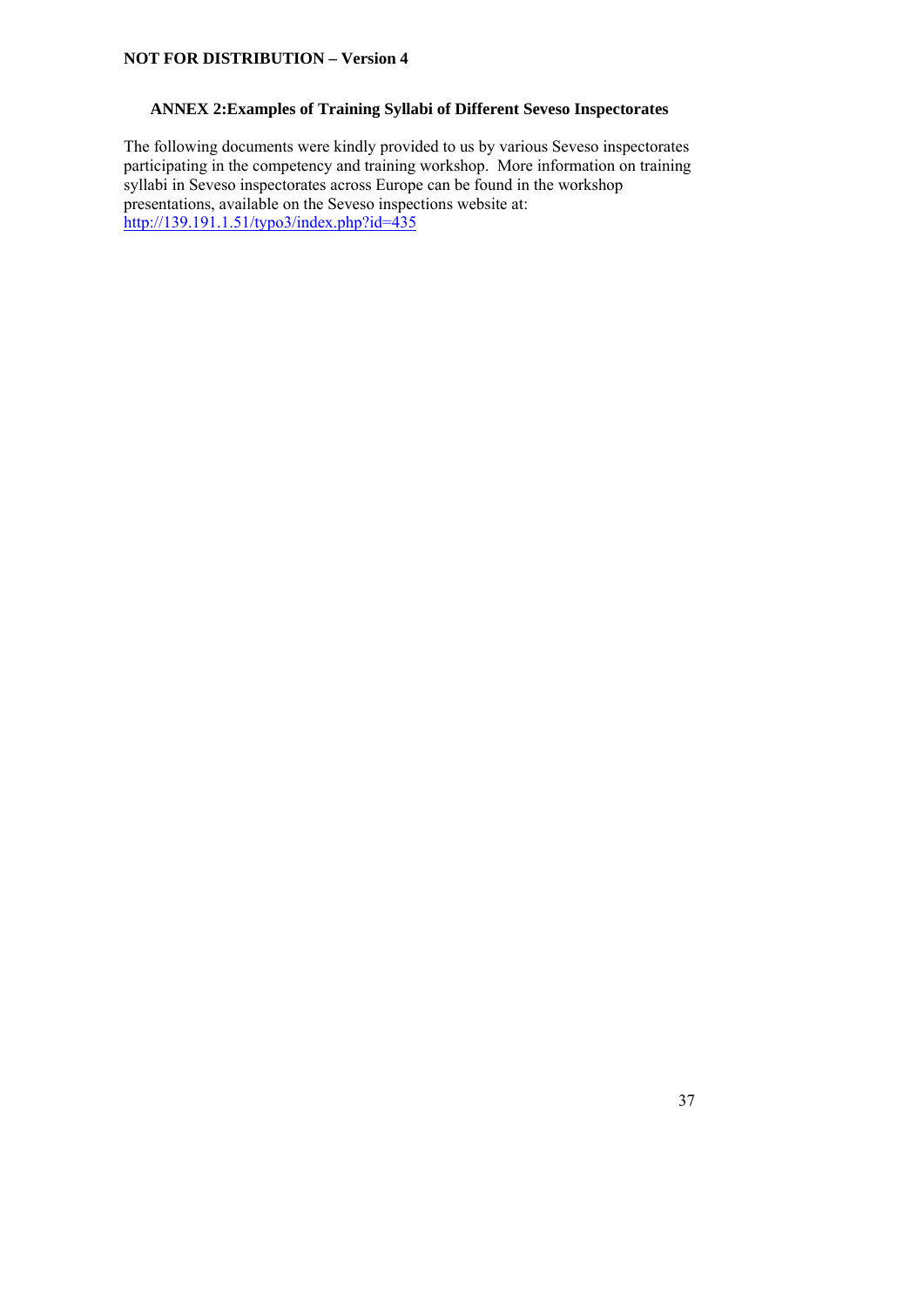## ANNEX 2: Examples of Training Syllabi of Different Seveso Inspectorates

The following documents were kindly provided to us by various Seveso inspectorates participating in the competency and training workshop. More information on training syllabi in Seveso inspectorates across Europe can be found in the workshop presentations, available on the Seveso inspections website at: http://139.191.1.51/typo3/index.php?id=435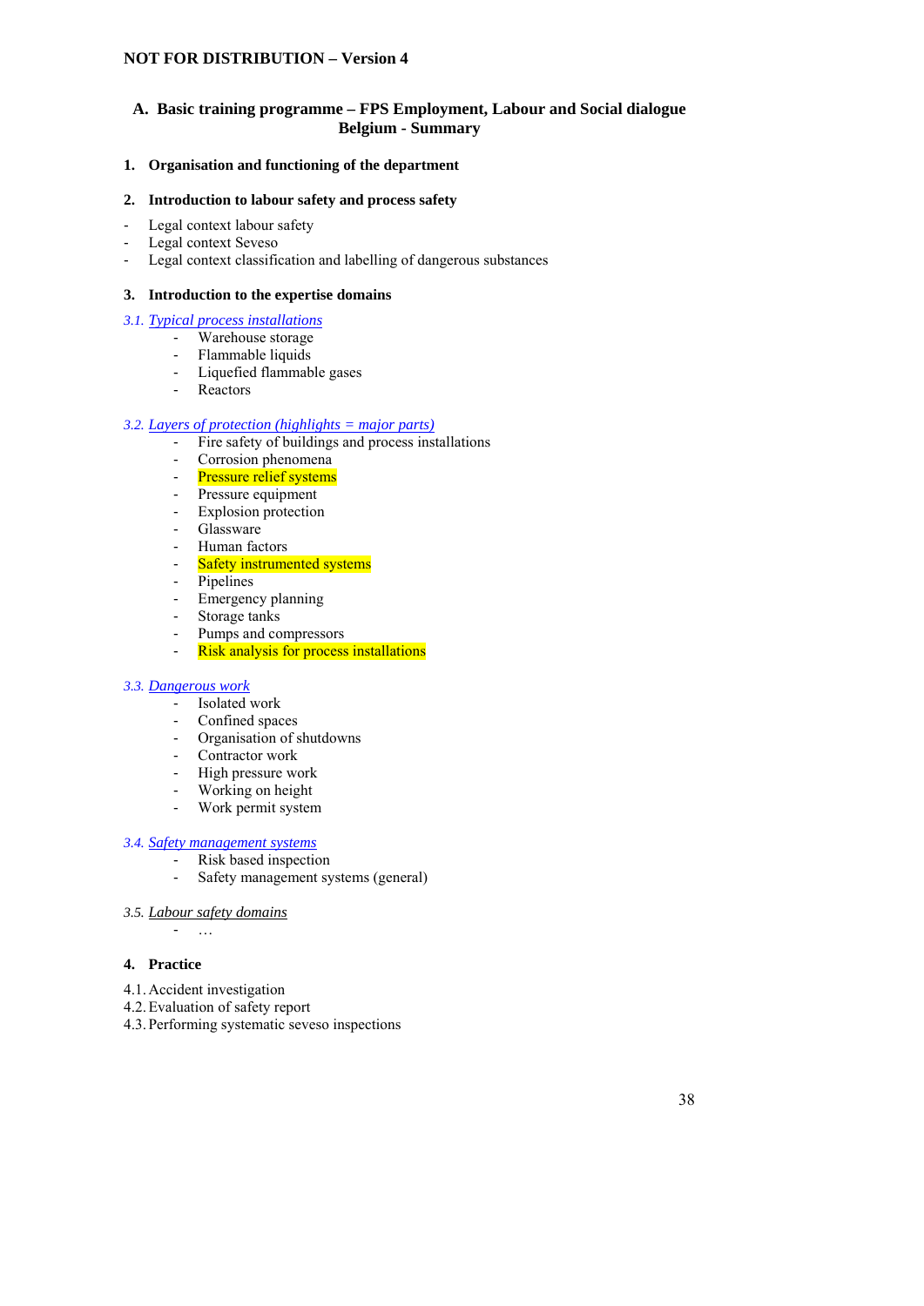**NOT FOR DISTRIBUTION – Version 4**

## A. Basic training programme – FPS Employment, Labour and Social dialogue Belgium - Summary

### 1. Organisation and functioning of the department

### 2. Introduction to labour safety and process safety

- Legal context labour safety
- Legal context Seveso
- Legal context classification and labelling of dangerous substances

### 3. Introduction to the expertise domains

*3.1. Typical process installations*

- Warehouse storage
- Flammable liquids
- Liquefied flammable gases
- Reactors

*3.2. Layers of protection (highlights = major parts)*

- Fire safety of buildings and process installations
- Corrosion phenomena
- Pressure relief systems
- Pressure equipment
- Explosion protection
- Glassware
- Human factors
- Safety instrumented systems
- Pipelines
- Emergency planning
- Storage tanks
- Pumps and compressors
- Risk analysis for process installations

*3.3. Dangerous work*

- Isolated work
- Confined spaces
- Organisation of shutdowns
- Contractor work
- High pressure work
- Working on height
- Work permit system

*3.4. Safety management systems*

- Risk based inspection
- Safety management systems (general)

*3.5. Labour safety domains*

- …

### 4. Practice

4.1. Accident investigation
4.2. Evaluation of safety report
4.3. Performing systematic seveso inspections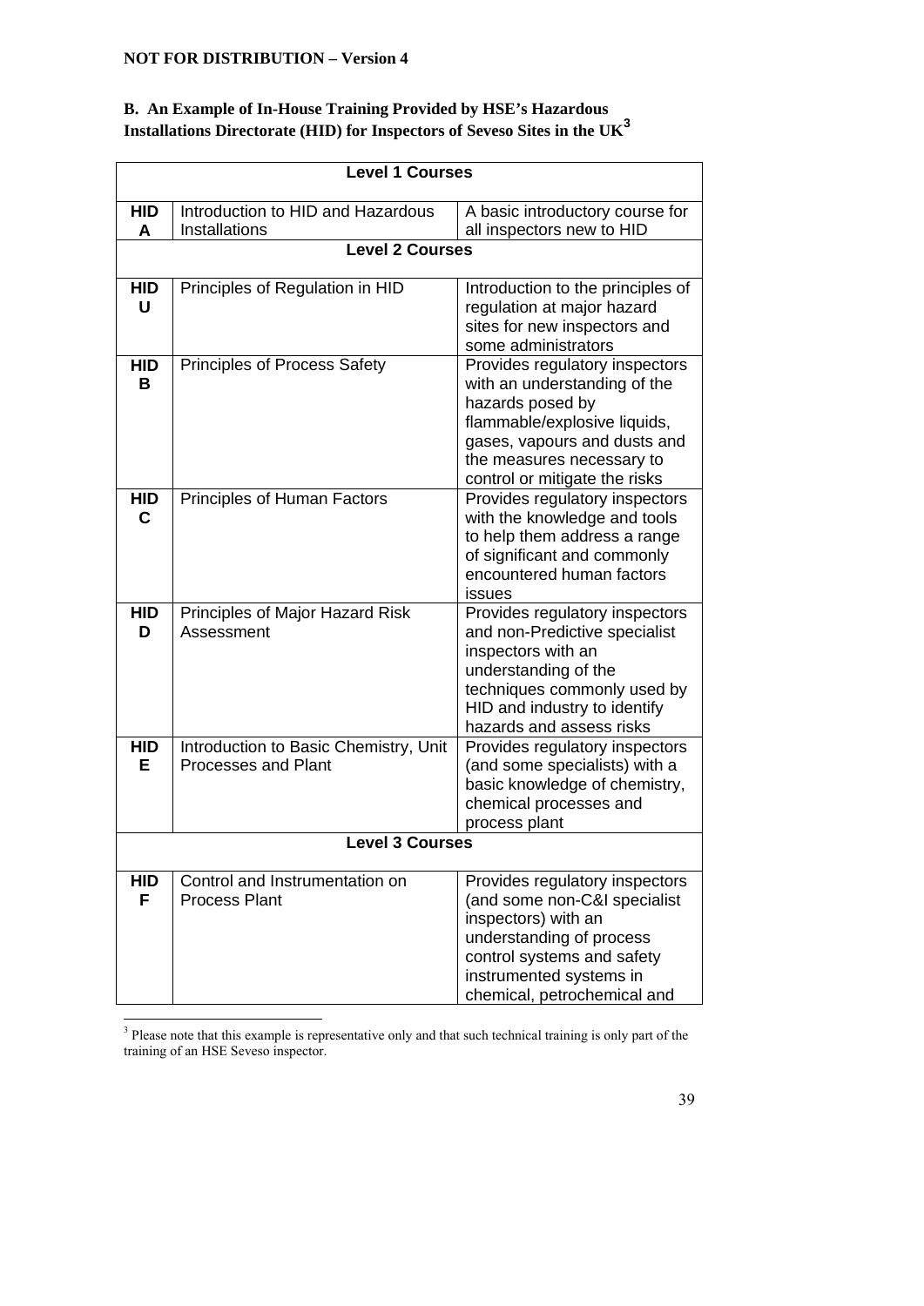**NOT FOR DISTRIBUTION – Version 4**

### B. An Example of In-House Training Provided by HSE's Hazardous Installations Directorate (HID) for Inspectors of Seveso Sites in the UK[3]

| Level 1 Courses | | |
|---|---|---|
| HID A | Introduction to HID and Hazardous Installations | A basic introductory course for all inspectors new to HID |
| **Level 2 Courses** | | |
| HID U | Principles of Regulation in HID | Introduction to the principles of regulation at major hazard sites for new inspectors and some administrators |
| HID B | Principles of Process Safety | Provides regulatory inspectors with an understanding of the hazards posed by flammable/explosive liquids, gases, vapours and dusts and the measures necessary to control or mitigate the risks |
| HID C | Principles of Human Factors | Provides regulatory inspectors with the knowledge and tools to help them address a range of significant and commonly encountered human factors issues |
| HID D | Principles of Major Hazard Risk Assessment | Provides regulatory inspectors and non-Predictive specialist inspectors with an understanding of the techniques commonly used by HID and industry to identify hazards and assess risks |
| HID E | Introduction to Basic Chemistry, Unit Processes and Plant | Provides regulatory inspectors (and some specialists) with a basic knowledge of chemistry, chemical processes and process plant |
| **Level 3 Courses** | | |
| HID F | Control and Instrumentation on Process Plant | Provides regulatory inspectors (and some non-C&I specialist inspectors) with an understanding of process control systems and safety instrumented systems in chemical, petrochemical and |

[3] Please note that this example is representative only and that such technical training is only part of the training of an HSE Seveso inspector.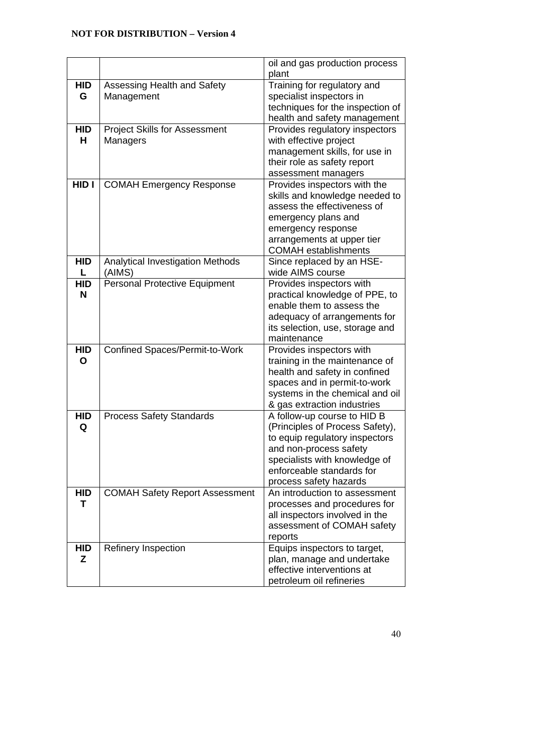| | | |
|---|---|---|
| | | oil and gas production process plant |
| **HID G** | Assessing Health and Safety Management | Training for regulatory and specialist inspectors in techniques for the inspection of health and safety management |
| **HID H** | Project Skills for Assessment Managers | Provides regulatory inspectors with effective project management skills, for use in their role as safety report assessment managers |
| **HID I** | COMAH Emergency Response | Provides inspectors with the skills and knowledge needed to assess the effectiveness of emergency plans and emergency response arrangements at upper tier COMAH establishments |
| **HID L** | Analytical Investigation Methods (AIMS) | Since replaced by an HSE-wide AIMS course |
| **HID N** | Personal Protective Equipment | Provides inspectors with practical knowledge of PPE, to enable them to assess the adequacy of arrangements for its selection, use, storage and maintenance |
| **HID O** | Confined Spaces/Permit-to-Work | Provides inspectors with training in the maintenance of health and safety in confined spaces and in permit-to-work systems in the chemical and oil & gas extraction industries |
| **HID Q** | Process Safety Standards | A follow-up course to HID B (Principles of Process Safety), to equip regulatory inspectors and non-process safety specialists with knowledge of enforceable standards for process safety hazards |
| **HID T** | COMAH Safety Report Assessment | An introduction to assessment processes and procedures for all inspectors involved in the assessment of COMAH safety reports |
| **HID Z** | Refinery Inspection | Equips inspectors to target, plan, manage and undertake effective interventions at petroleum oil refineries |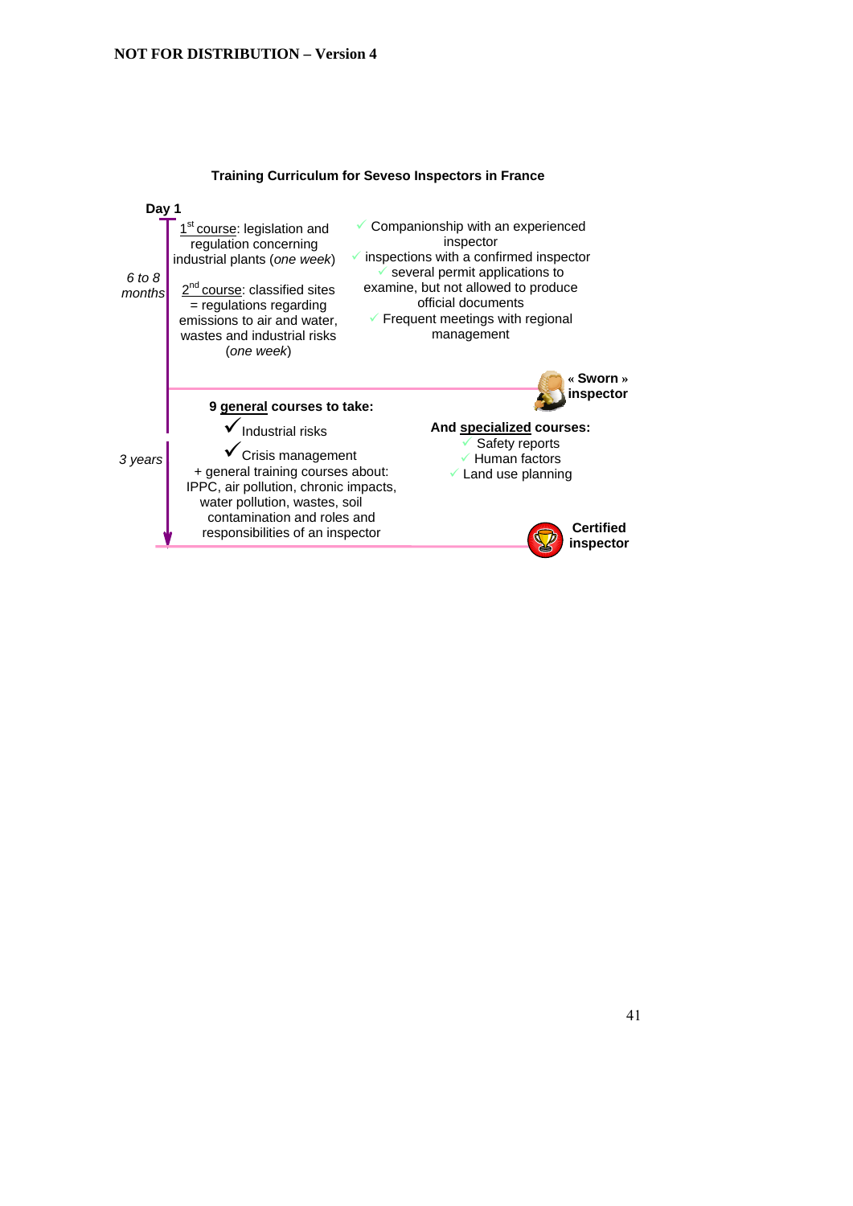**Training Curriculum for Seveso Inspectors in France**

**Day 1**

*6 to 8 months*

1[st] course: legislation and regulation concerning industrial plants (*one week*)

2[nd] course: classified sites = regulations regarding emissions to air and water, wastes and industrial risks (*one week*)

- Companionship with an experienced inspector
- inspections with a confirmed inspector
- several permit applications to examine, but not allowed to produce official documents
- Frequent meetings with regional management

**« Sworn » inspector**

*3 years*

**9 general courses to take:**

- Industrial risks
- Crisis management

+ general training courses about: IPPC, air pollution, chronic impacts, water pollution, wastes, soil contamination and roles and responsibilities of an inspector

**And specialized courses:**

- Safety reports
- Human factors
- Land use planning

**Certified inspector**